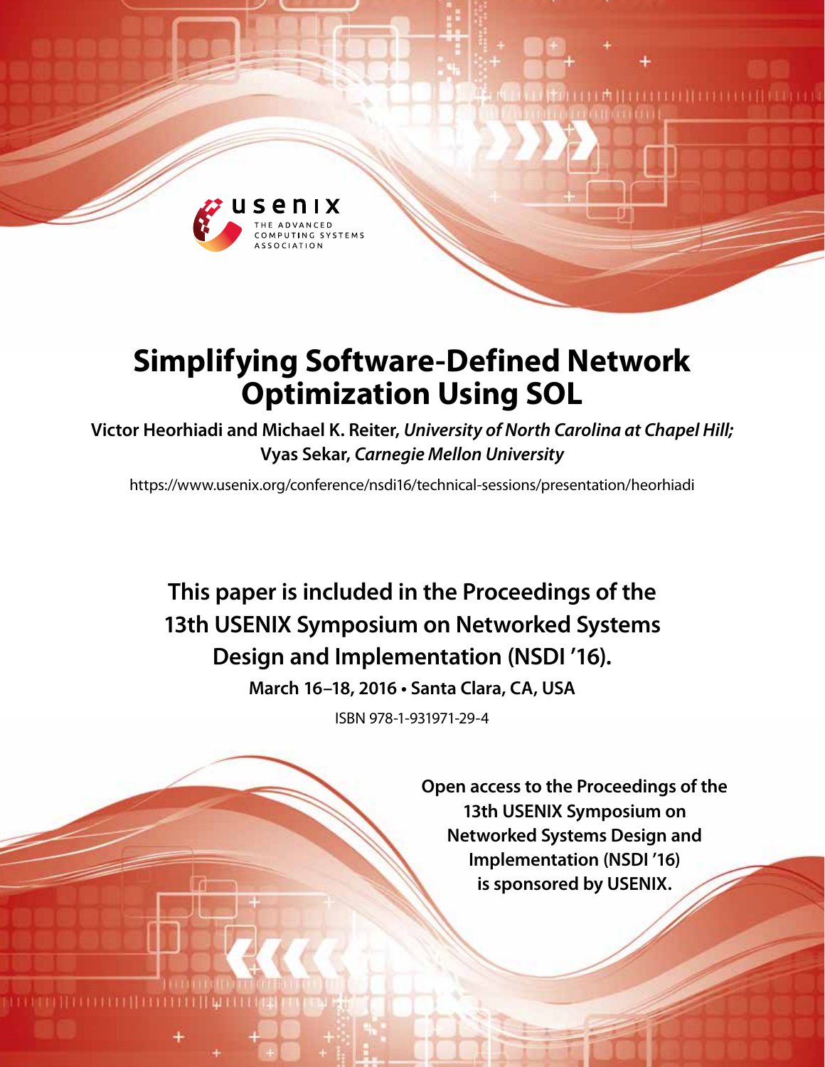# Simplifying Software-Defined Network Optimization Using SOL

**Victor Heorhiadi and Michael K. Reiter,** ***University of North Carolina at Chapel Hill;*** **Vyas Sekar,** ***Carnegie Mellon University***

https://www.usenix.org/conference/nsdi16/technical-sessions/presentation/heorhiadi

**This paper is included in the Proceedings of the 13th USENIX Symposium on Networked Systems Design and Implementation (NSDI '16).**

**March 16–18, 2016 • Santa Clara, CA, USA**

ISBN 978-1-931971-29-4

**Open access to the Proceedings of the 13th USENIX Symposium on Networked Systems Design and Implementation (NSDI '16) is sponsored by USENIX.**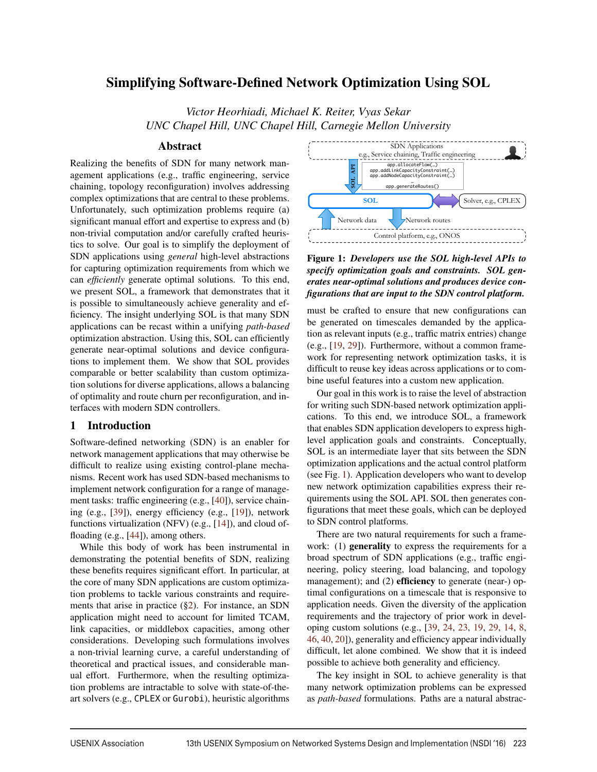# Simplifying Software-Defined Network Optimization Using SOL

*Victor Heorhiadi, Michael K. Reiter, Vyas Sekar*
*UNC Chapel Hill, UNC Chapel Hill, Carnegie Mellon University*

## Abstract

Realizing the benefits of SDN for many network management applications (e.g., traffic engineering, service chaining, topology reconfiguration) involves addressing complex optimizations that are central to these problems. Unfortunately, such optimization problems require (a) significant manual effort and expertise to express and (b) non-trivial computation and/or carefully crafted heuristics to solve. Our goal is to simplify the deployment of SDN applications using *general* high-level abstractions for capturing optimization requirements from which we can *efficiently* generate optimal solutions. To this end, we present SOL, a framework that demonstrates that it is possible to simultaneously achieve generality and efficiency. The insight underlying SOL is that many SDN applications can be recast within a unifying *path-based* optimization abstraction. Using this, SOL can efficiently generate near-optimal solutions and device configurations to implement them. We show that SOL provides comparable or better scalability than custom optimization solutions for diverse applications, allows a balancing of optimality and route churn per reconfiguration, and interfaces with modern SDN controllers.

## 1 Introduction

Software-defined networking (SDN) is an enabler for network management applications that may otherwise be difficult to realize using existing control-plane mechanisms. Recent work has used SDN-based mechanisms to implement network configuration for a range of management tasks: traffic engineering (e.g., [40]), service chaining (e.g., [39]), energy efficiency (e.g., [19]), network functions virtualization (NFV) (e.g., [14]), and cloud offloading (e.g., [44]), among others.

While this body of work has been instrumental in demonstrating the potential benefits of SDN, realizing these benefits requires significant effort. In particular, at the core of many SDN applications are custom optimization problems to tackle various constraints and requirements that arise in practice (§2). For instance, an SDN application might need to account for limited TCAM, link capacities, or middlebox capacities, among other considerations. Developing such formulations involves a non-trivial learning curve, a careful understanding of theoretical and practical issues, and considerable manual effort. Furthermore, when the resulting optimization problems are intractable to solve with state-of-the-art solvers (e.g., CPLEX or Gurobi), heuristic algorithms must be crafted to ensure that new configurations can be generated on timescales demanded by the application as relevant inputs (e.g., traffic matrix entries) change (e.g., [19, 29]). Furthermore, without a common framework for representing network optimization tasks, it is difficult to reuse key ideas across applications or to combine useful features into a custom new application.

SDN Applications
e.g., Service chaining, Traffic engineering

SOL API

```
app.allocateFlow(…)
app.addLinkCapacityConstraint(…)
app.addNodeCapacityConstraint(…)
…
app.generateRoutes()
```

SOL ⟷ Solver, e.g., CPLEX

Network data — Network routes

Control platform, e.g., ONOS

**Figure 1:** ***Developers use the SOL high-level APIs to specify optimization goals and constraints. SOL generates near-optimal solutions and produces device configurations that are input to the SDN control platform.***

Our goal in this work is to raise the level of abstraction for writing such SDN-based network optimization applications. To this end, we introduce SOL, a framework that enables SDN application developers to express high-level application goals and constraints. Conceptually, SOL is an intermediate layer that sits between the SDN optimization applications and the actual control platform (see Fig. 1). Application developers who want to develop new network optimization capabilities express their requirements using the SOL API. SOL then generates configurations that meet these goals, which can be deployed to SDN control platforms.

There are two natural requirements for such a framework: (1) **generality** to express the requirements for a broad spectrum of SDN applications (e.g., traffic engineering, policy steering, load balancing, and topology management); and (2) **efficiency** to generate (near-) optimal configurations on a timescale that is responsive to application needs. Given the diversity of the application requirements and the trajectory of prior work in developing custom solutions (e.g., [39, 24, 23, 19, 29, 14, 8, 46, 40, 20]), generality and efficiency appear individually difficult, let alone combined. We show that it is indeed possible to achieve both generality and efficiency.

The key insight in SOL to achieve generality is that many network optimization problems can be expressed as *path-based* formulations. Paths are a natural abstrac-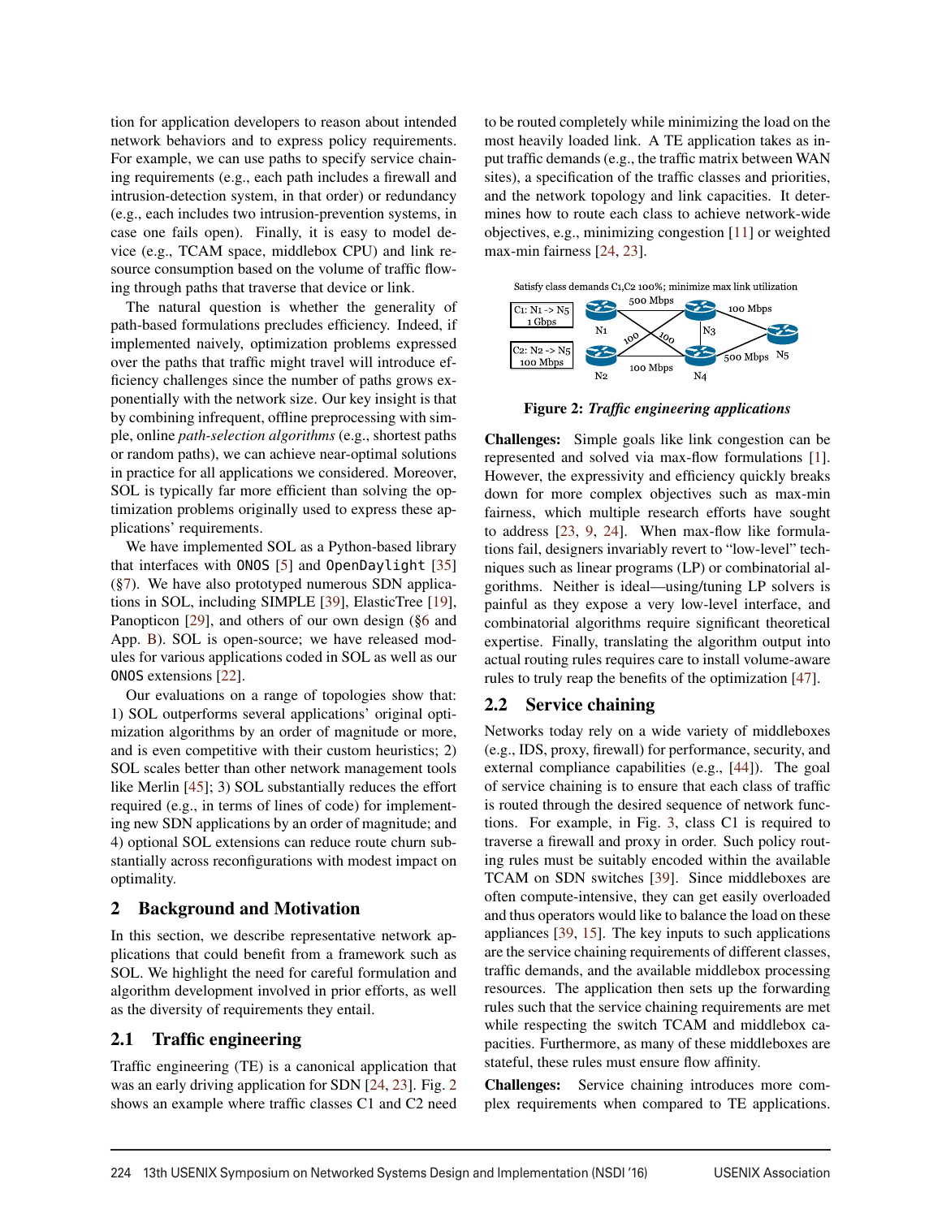tion for application developers to reason about intended network behaviors and to express policy requirements. For example, we can use paths to specify service chaining requirements (e.g., each path includes a firewall and intrusion-detection system, in that order) or redundancy (e.g., each includes two intrusion-prevention systems, in case one fails open). Finally, it is easy to model device (e.g., TCAM space, middlebox CPU) and link resource consumption based on the volume of traffic flowing through paths that traverse that device or link.

The natural question is whether the generality of path-based formulations precludes efficiency. Indeed, if implemented naively, optimization problems expressed over the paths that traffic might travel will introduce efficiency challenges since the number of paths grows exponentially with the network size. Our key insight is that by combining infrequent, offline preprocessing with simple, online *path-selection algorithms* (e.g., shortest paths or random paths), we can achieve near-optimal solutions in practice for all applications we considered. Moreover, SOL is typically far more efficient than solving the optimization problems originally used to express these applications' requirements.

We have implemented SOL as a Python-based library that interfaces with `ONOS` [5] and `OpenDaylight` [35] (§7). We have also prototyped numerous SDN applications in SOL, including SIMPLE [39], ElasticTree [19], Panopticon [29], and others of our own design (§6 and App. B). SOL is open-source; we have released modules for various applications coded in SOL as well as our `ONOS` extensions [22].

Our evaluations on a range of topologies show that: 1) SOL outperforms several applications' original optimization algorithms by an order of magnitude or more, and is even competitive with their custom heuristics; 2) SOL scales better than other network management tools like Merlin [45]; 3) SOL substantially reduces the effort required (e.g., in terms of lines of code) for implementing new SDN applications by an order of magnitude; and 4) optional SOL extensions can reduce route churn substantially across reconfigurations with modest impact on optimality.

## 2 Background and Motivation

In this section, we describe representative network applications that could benefit from a framework such as SOL. We highlight the need for careful formulation and algorithm development involved in prior efforts, as well as the diversity of requirements they entail.

### 2.1 Traffic engineering

Traffic engineering (TE) is a canonical application that was an early driving application for SDN [24, 23]. Fig. 2 shows an example where traffic classes C1 and C2 need to be routed completely while minimizing the load on the most heavily loaded link. A TE application takes as input traffic demands (e.g., the traffic matrix between WAN sites), a specification of the traffic classes and priorities, and the network topology and link capacities. It determines how to route each class to achieve network-wide objectives, e.g., minimizing congestion [11] or weighted max-min fairness [24, 23].

Satisfy class demands C1,C2 100%; minimize max link utilization

C1: N1 -> N5 1 Gbps; C2: N2 -> N5 100 Mbps; 500 Mbps; 100 Mbps; 100; 100; 100 Mbps; 500 Mbps; N1; N2; N3; N4; N5

**Figure 2:** ***Traffic engineering applications***

**Challenges:** Simple goals like link congestion can be represented and solved via max-flow formulations [1]. However, the expressivity and efficiency quickly breaks down for more complex objectives such as max-min fairness, which multiple research efforts have sought to address [23, 9, 24]. When max-flow like formulations fail, designers invariably revert to "low-level" techniques such as linear programs (LP) or combinatorial algorithms. Neither is ideal—using/tuning LP solvers is painful as they expose a very low-level interface, and combinatorial algorithms require significant theoretical expertise. Finally, translating the algorithm output into actual routing rules requires care to install volume-aware rules to truly reap the benefits of the optimization [47].

### 2.2 Service chaining

Networks today rely on a wide variety of middleboxes (e.g., IDS, proxy, firewall) for performance, security, and external compliance capabilities (e.g., [44]). The goal of service chaining is to ensure that each class of traffic is routed through the desired sequence of network functions. For example, in Fig. 3, class C1 is required to traverse a firewall and proxy in order. Such policy routing rules must be suitably encoded within the available TCAM on SDN switches [39]. Since middleboxes are often compute-intensive, they can get easily overloaded and thus operators would like to balance the load on these appliances [39, 15]. The key inputs to such applications are the service chaining requirements of different classes, traffic demands, and the available middlebox processing resources. The application then sets up the forwarding rules such that the service chaining requirements are met while respecting the switch TCAM and middlebox capacities. Furthermore, as many of these middleboxes are stateful, these rules must ensure flow affinity.

**Challenges:** Service chaining introduces more complex requirements when compared to TE applications.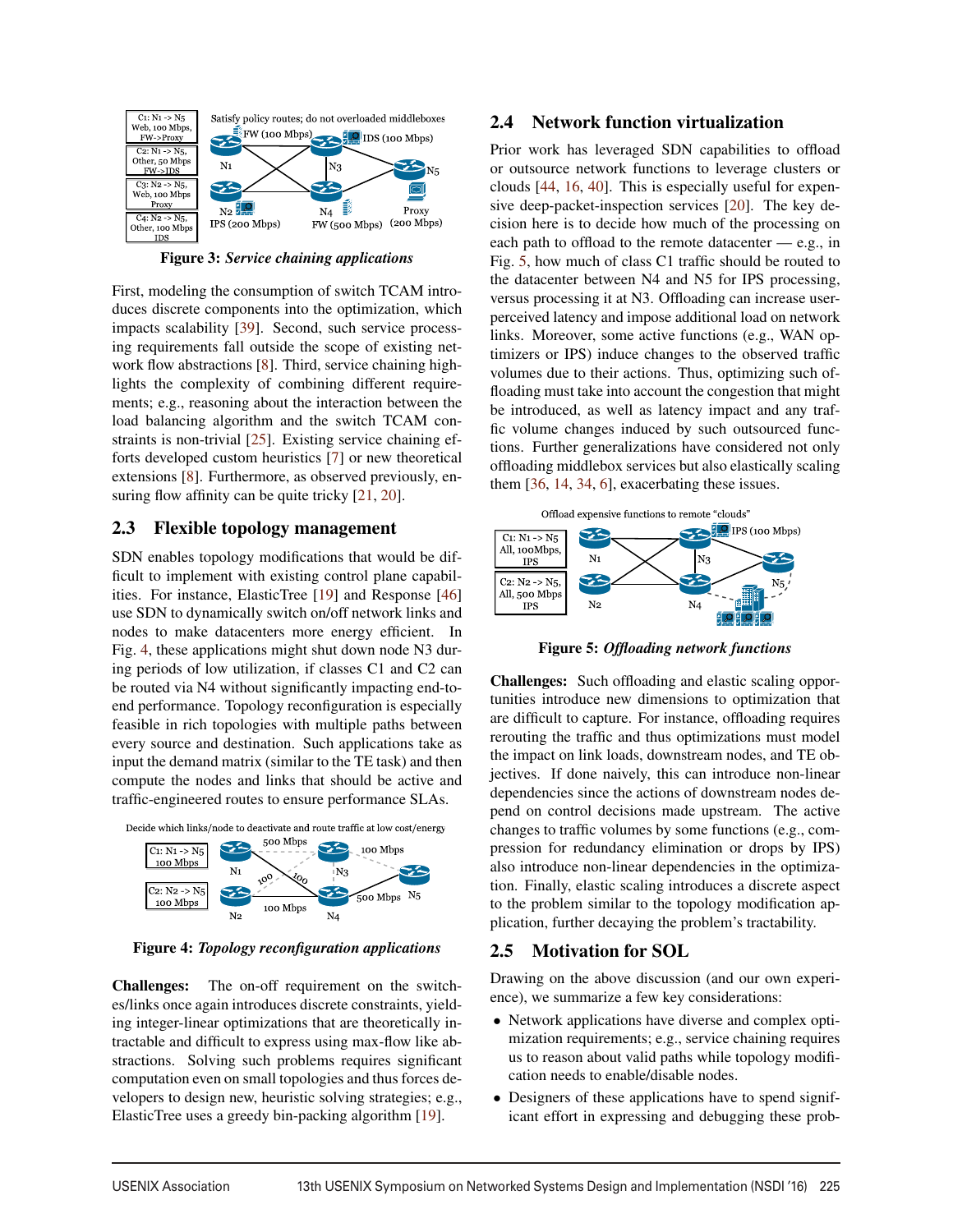Figure 3: *Service chaining applications*

First, modeling the consumption of switch TCAM introduces discrete components into the optimization, which impacts scalability [39]. Second, such service processing requirements fall outside the scope of existing network flow abstractions [8]. Third, service chaining highlights the complexity of combining different requirements; e.g., reasoning about the interaction between the load balancing algorithm and the switch TCAM constraints is non-trivial [25]. Existing service chaining efforts developed custom heuristics [7] or new theoretical extensions [8]. Furthermore, as observed previously, ensuring flow affinity can be quite tricky [21, 20].

## 2.3 Flexible topology management

SDN enables topology modifications that would be difficult to implement with existing control plane capabilities. For instance, ElasticTree [19] and Response [46] use SDN to dynamically switch on/off network links and nodes to make datacenters more energy efficient. In Fig. 4, these applications might shut down node N3 during periods of low utilization, if classes C1 and C2 can be routed via N4 without significantly impacting end-to-end performance. Topology reconfiguration is especially feasible in rich topologies with multiple paths between every source and destination. Such applications take as input the demand matrix (similar to the TE task) and then compute the nodes and links that should be active and traffic-engineered routes to ensure performance SLAs.

Figure 4: *Topology reconfiguration applications*

**Challenges:** The on-off requirement on the switches/links once again introduces discrete constraints, yielding integer-linear optimizations that are theoretically intractable and difficult to express using max-flow like abstractions. Solving such problems requires significant computation even on small topologies and thus forces developers to design new, heuristic solving strategies; e.g., ElasticTree uses a greedy bin-packing algorithm [19].

## 2.4 Network function virtualization

Prior work has leveraged SDN capabilities to offload or outsource network functions to leverage clusters or clouds [44, 16, 40]. This is especially useful for expensive deep-packet-inspection services [20]. The key decision here is to decide how much of the processing on each path to offload to the remote datacenter — e.g., in Fig. 5, how much of class C1 traffic should be routed to the datacenter between N4 and N5 for IPS processing, versus processing it at N3. Offloading can increase user-perceived latency and impose additional load on network links. Moreover, some active functions (e.g., WAN optimizers or IPS) induce changes to the observed traffic volumes due to their actions. Thus, optimizing such offloading must take into account the congestion that might be introduced, as well as latency impact and any traffic volume changes induced by such outsourced functions. Further generalizations have considered not only offloading middlebox services but also elastically scaling them [36, 14, 34, 6], exacerbating these issues.

Figure 5: *Offloading network functions*

**Challenges:** Such offloading and elastic scaling opportunities introduce new dimensions to optimization that are difficult to capture. For instance, offloading requires rerouting the traffic and thus optimizations must model the impact on link loads, downstream nodes, and TE objectives. If done naively, this can introduce non-linear dependencies since the actions of downstream nodes depend on control decisions made upstream. The active changes to traffic volumes by some functions (e.g., compression for redundancy elimination or drops by IPS) also introduce non-linear dependencies in the optimization. Finally, elastic scaling introduces a discrete aspect to the problem similar to the topology modification application, further decaying the problem's tractability.

## 2.5 Motivation for SOL

Drawing on the above discussion (and our own experience), we summarize a few key considerations:

- Network applications have diverse and complex optimization requirements; e.g., service chaining requires us to reason about valid paths while topology modification needs to enable/disable nodes.
- Designers of these applications have to spend significant effort in expressing and debugging these prob-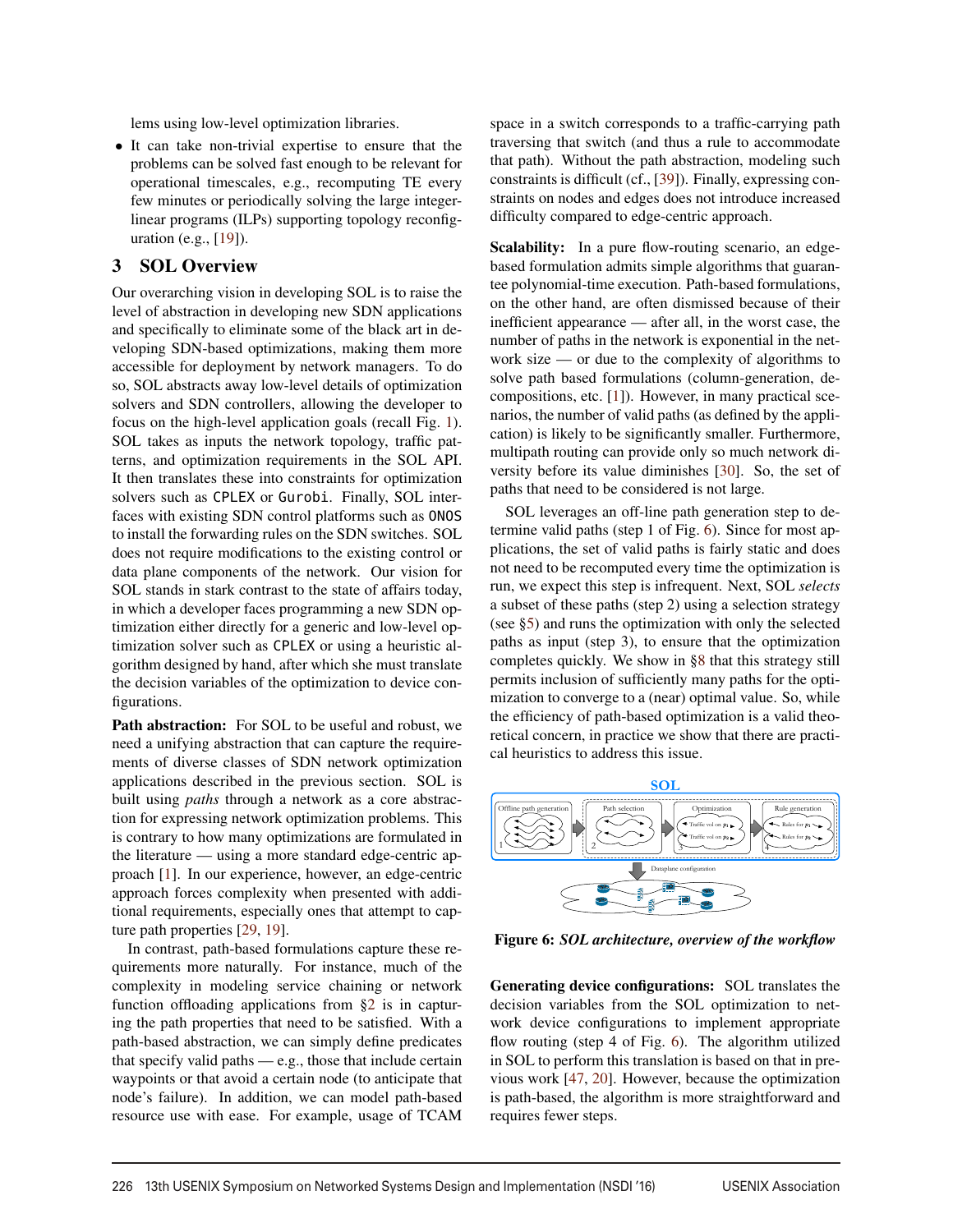lems using low-level optimization libraries.

- It can take non-trivial expertise to ensure that the problems can be solved fast enough to be relevant for operational timescales, e.g., recomputing TE every few minutes or periodically solving the large integer-linear programs (ILPs) supporting topology reconfiguration (e.g., [19]).

## 3 SOL Overview

Our overarching vision in developing SOL is to raise the level of abstraction in developing new SDN applications and specifically to eliminate some of the black art in developing SDN-based optimizations, making them more accessible for deployment by network managers. To do so, SOL abstracts away low-level details of optimization solvers and SDN controllers, allowing the developer to focus on the high-level application goals (recall Fig. 1). SOL takes as inputs the network topology, traffic patterns, and optimization requirements in the SOL API. It then translates these into constraints for optimization solvers such as `CPLEX` or `Gurobi`. Finally, SOL interfaces with existing SDN control platforms such as `ONOS` to install the forwarding rules on the SDN switches. SOL does not require modifications to the existing control or data plane components of the network. Our vision for SOL stands in stark contrast to the state of affairs today, in which a developer faces programming a new SDN optimization either directly for a generic and low-level optimization solver such as `CPLEX` or using a heuristic algorithm designed by hand, after which she must translate the decision variables of the optimization to device configurations.

**Path abstraction:** For SOL to be useful and robust, we need a unifying abstraction that can capture the requirements of diverse classes of SDN network optimization applications described in the previous section. SOL is built using *paths* through a network as a core abstraction for expressing network optimization problems. This is contrary to how many optimizations are formulated in the literature — using a more standard edge-centric approach [1]. In our experience, however, an edge-centric approach forces complexity when presented with additional requirements, especially ones that attempt to capture path properties [29, 19].

In contrast, path-based formulations capture these requirements more naturally. For instance, much of the complexity in modeling service chaining or network function offloading applications from §2 is in capturing the path properties that need to be satisfied. With a path-based abstraction, we can simply define predicates that specify valid paths — e.g., those that include certain waypoints or that avoid a certain node (to anticipate that node's failure). In addition, we can model path-based resource use with ease. For example, usage of TCAM space in a switch corresponds to a traffic-carrying path traversing that switch (and thus a rule to accommodate that path). Without the path abstraction, modeling such constraints is difficult (cf., [39]). Finally, expressing constraints on nodes and edges does not introduce increased difficulty compared to edge-centric approach.

**Scalability:** In a pure flow-routing scenario, an edge-based formulation admits simple algorithms that guarantee polynomial-time execution. Path-based formulations, on the other hand, are often dismissed because of their inefficient appearance — after all, in the worst case, the number of paths in the network is exponential in the network size — or due to the complexity of algorithms to solve path based formulations (column-generation, decompositions, etc. [1]). However, in many practical scenarios, the number of valid paths (as defined by the application) is likely to be significantly smaller. Furthermore, multipath routing can provide only so much network diversity before its value diminishes [30]. So, the set of paths that need to be considered is not large.

SOL leverages an off-line path generation step to determine valid paths (step 1 of Fig. 6). Since for most applications, the set of valid paths is fairly static and does not need to be recomputed every time the optimization is run, we expect this step is infrequent. Next, SOL *selects* a subset of these paths (step 2) using a selection strategy (see §5) and runs the optimization with only the selected paths as input (step 3), to ensure that the optimization completes quickly. We show in §8 that this strategy still permits inclusion of sufficiently many paths for the optimization to converge to a (near) optimal value. So, while the efficiency of path-based optimization is a valid theoretical concern, in practice we show that there are practical heuristics to address this issue.

**Figure 6:** *SOL architecture, overview of the workflow*

**Generating device configurations:** SOL translates the decision variables from the SOL optimization to network device configurations to implement appropriate flow routing (step 4 of Fig. 6). The algorithm utilized in SOL to perform this translation is based on that in previous work [47, 20]. However, because the optimization is path-based, the algorithm is more straightforward and requires fewer steps.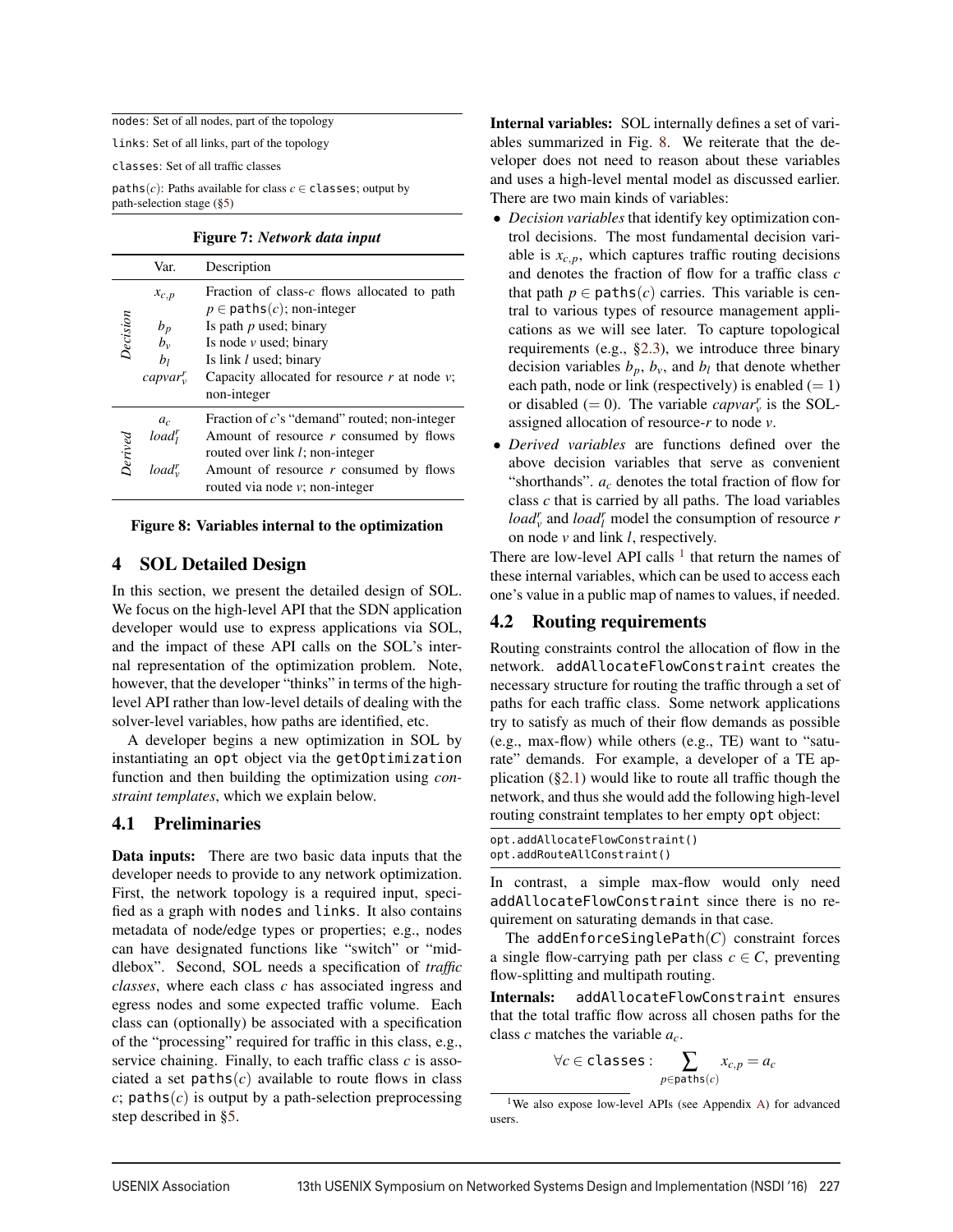nodes: Set of all nodes, part of the topology

links: Set of all links, part of the topology

classes: Set of all traffic classes

paths$(c)$: Paths available for class $c \in$ classes; output by path-selection stage (§5)

**Figure 7:** ***Network data input***

| | Var. | Description |
|---|---|---|
| *Decision* | $x_{c,p}$ | Fraction of class-$c$ flows allocated to path $p \in$ paths$(c)$; non-integer |
| | $b_p$ | Is path $p$ used; binary |
| | $b_v$ | Is node $v$ used; binary |
| | $b_l$ | Is link $l$ used; binary |
| | $capvar_v^r$ | Capacity allocated for resource $r$ at node $v$; non-integer |
| *Derived* | $a_c$ | Fraction of $c$'s "demand" routed; non-integer |
| | $load_l^r$ | Amount of resource $r$ consumed by flows routed over link $l$; non-integer |
| | $load_v^r$ | Amount of resource $r$ consumed by flows routed via node $v$; non-integer |

**Figure 8: Variables internal to the optimization**

## 4 SOL Detailed Design

In this section, we present the detailed design of SOL. We focus on the high-level API that the SDN application developer would use to express applications via SOL, and the impact of these API calls on the SOL's internal representation of the optimization problem. Note, however, that the developer "thinks" in terms of the high-level API rather than low-level details of dealing with the solver-level variables, how paths are identified, etc.

A developer begins a new optimization in SOL by instantiating an opt object via the getOptimization function and then building the optimization using *constraint templates*, which we explain below.

### 4.1 Preliminaries

**Data inputs:** There are two basic data inputs that the developer needs to provide to any network optimization. First, the network topology is a required input, specified as a graph with nodes and links. It also contains metadata of node/edge types or properties; e.g., nodes can have designated functions like "switch" or "middlebox". Second, SOL needs a specification of *traffic classes*, where each class $c$ has associated ingress and egress nodes and some expected traffic volume. Each class can (optionally) be associated with a specification of the "processing" required for traffic in this class, e.g., service chaining. Finally, to each traffic class $c$ is associated a set paths$(c)$ available to route flows in class $c$; paths$(c)$ is output by a path-selection preprocessing step described in §5.

**Internal variables:** SOL internally defines a set of variables summarized in Fig. 8. We reiterate that the developer does not need to reason about these variables and uses a high-level mental model as discussed earlier. There are two main kinds of variables:

- *Decision variables* that identify key optimization control decisions. The most fundamental decision variable is $x_{c,p}$, which captures traffic routing decisions and denotes the fraction of flow for a traffic class $c$ that path $p \in$ paths$(c)$ carries. This variable is central to various types of resource management applications as we will see later. To capture topological requirements (e.g., §2.3), we introduce three binary decision variables $b_p$, $b_v$, and $b_l$ that denote whether each path, node or link (respectively) is enabled ($= 1$) or disabled ($= 0$). The variable $capvar_v^r$ is the SOL-assigned allocation of resource-$r$ to node $v$.
- *Derived variables* are functions defined over the above decision variables that serve as convenient "shorthands". $a_c$ denotes the total fraction of flow for class $c$ that is carried by all paths. The load variables $load_v^r$ and $load_l^r$ model the consumption of resource $r$ on node $v$ and link $l$, respectively.

There are low-level API calls [1] that return the names of these internal variables, which can be used to access each one's value in a public map of names to values, if needed.

### 4.2 Routing requirements

Routing constraints control the allocation of flow in the network. addAllocateFlowConstraint creates the necessary structure for routing the traffic through a set of paths for each traffic class. Some network applications try to satisfy as much of their flow demands as possible (e.g., max-flow) while others (e.g., TE) want to "saturate" demands. For example, a developer of a TE application (§2.1) would like to route all traffic though the network, and thus she would add the following high-level routing constraint templates to her empty opt object:

```
opt.addAllocateFlowConstraint()
opt.addRouteAllConstraint()
```

In contrast, a simple max-flow would only need addAllocateFlowConstraint since there is no requirement on saturating demands in that case.

The addEnforceSinglePath$(C)$ constraint forces a single flow-carrying path per class $c \in C$, preventing flow-splitting and multipath routing.

**Internals:** addAllocateFlowConstraint ensures that the total traffic flow across all chosen paths for the class $c$ matches the variable $a_c$.

$$\forall c \in \texttt{classes} : \sum_{p \in \texttt{paths}(c)} x_{c,p} = a_c$$

[1] We also expose low-level APIs (see Appendix A) for advanced users.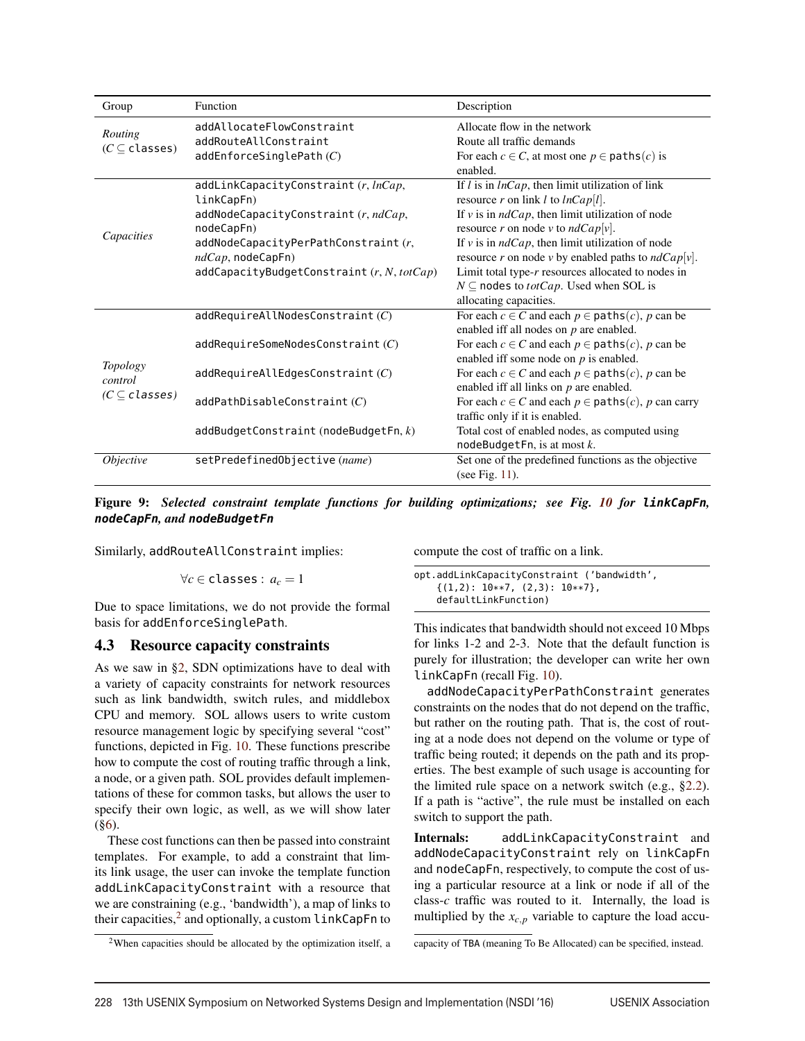| Group | Function | Description |
| --- | --- | --- |
| *Routing* ($C \subseteq$ classes) | addAllocateFlowConstraint | Allocate flow in the network |
| | addRouteAllConstraint | Route all traffic demands |
| | addEnforceSinglePath ($C$) | For each $c \in C$, at most one $p \in$ paths($c$) is enabled. |
| *Capacities* | addLinkCapacityConstraint ($r$, *lnCap*, linkCapFn) | If $l$ is in *lnCap*, then limit utilization of link resource $r$ on link $l$ to *lnCap*[$l$]. |
| | addNodeCapacityConstraint ($r$, *ndCap*, nodeCapFn) | If $v$ is in *ndCap*, then limit utilization of node resource $r$ on node $v$ to *ndCap*[$v$]. |
| | addNodeCapacityPerPathConstraint ($r$, *ndCap*, nodeCapFn) | If $v$ is in *ndCap*, then limit utilization of node resource $r$ on node $v$ by enabled paths to *ndCap*[$v$]. |
| | addCapacityBudgetConstraint ($r$, $N$, *totCap*) | Limit total type-$r$ resources allocated to nodes in $N \subseteq$ nodes to *totCap*. Used when SOL is allocating capacities. |
| *Topology control* ($C \subseteq$ classes) | addRequireAllNodesConstraint ($C$) | For each $c \in C$ and each $p \in$ paths($c$), $p$ can be enabled iff all nodes on $p$ are enabled. |
| | addRequireSomeNodesConstraint ($C$) | For each $c \in C$ and each $p \in$ paths($c$), $p$ can be enabled iff some node on $p$ is enabled. |
| | addRequireAllEdgesConstraint ($C$) | For each $c \in C$ and each $p \in$ paths($c$), $p$ can be enabled iff all links on $p$ are enabled. |
| | addPathDisableConstraint ($C$) | For each $c \in C$ and each $p \in$ paths($c$), $p$ can carry traffic only if it is enabled. |
| | addBudgetConstraint (nodeBudgetFn, $k$) | Total cost of enabled nodes, as computed using nodeBudgetFn, is at most $k$. |
| *Objective* | setPredefinedObjective (*name*) | Set one of the predefined functions as the objective (see Fig. 11). |

**Figure 9:** ***Selected constraint template functions for building optimizations; see Fig. 10 for linkCapFn, nodeCapFn, and nodeBudgetFn***

Similarly, addRouteAllConstraint implies:

$$\forall c \in \texttt{classes} : a_c = 1$$

Due to space limitations, we do not provide the formal basis for addEnforceSinglePath.

### 4.3 Resource capacity constraints

As we saw in §2, SDN optimizations have to deal with a variety of capacity constraints for network resources such as link bandwidth, switch rules, and middlebox CPU and memory. SOL allows users to write custom resource management logic by specifying several "cost" functions, depicted in Fig. 10. These functions prescribe how to compute the cost of routing traffic through a link, a node, or a given path. SOL provides default implementations of these for common tasks, but allows the user to specify their own logic, as well, as we will show later (§6).

These cost functions can then be passed into constraint templates. For example, to add a constraint that limits link usage, the user can invoke the template function addLinkCapacityConstraint with a resource that we are constraining (e.g., 'bandwidth'), a map of links to their capacities,[2] and optionally, a custom linkCapFn to compute the cost of traffic on a link.

```
opt.addLinkCapacityConstraint ('bandwidth',
    {(1,2): 10**7, (2,3): 10**7},
    defaultLinkFunction)
```

This indicates that bandwidth should not exceed 10 Mbps for links 1-2 and 2-3. Note that the default function is purely for illustration; the developer can write her own linkCapFn (recall Fig. 10).

addNodeCapacityPerPathConstraint generates constraints on the nodes that do not depend on the traffic, but rather on the routing path. That is, the cost of routing at a node does not depend on the volume or type of traffic being routed; it depends on the path and its properties. The best example of such usage is accounting for the limited rule space on a network switch (e.g., §2.2). If a path is "active", the rule must be installed on each switch to support the path.

**Internals:** addLinkCapacityConstraint and addNodeCapacityConstraint rely on linkCapFn and nodeCapFn, respectively, to compute the cost of using a particular resource at a link or node if all of the class-$c$ traffic was routed to it. Internally, the load is multiplied by the $x_{c,p}$ variable to capture the load accu-

[2] When capacities should be allocated by the optimization itself, a capacity of TBA (meaning To Be Allocated) can be specified, instead.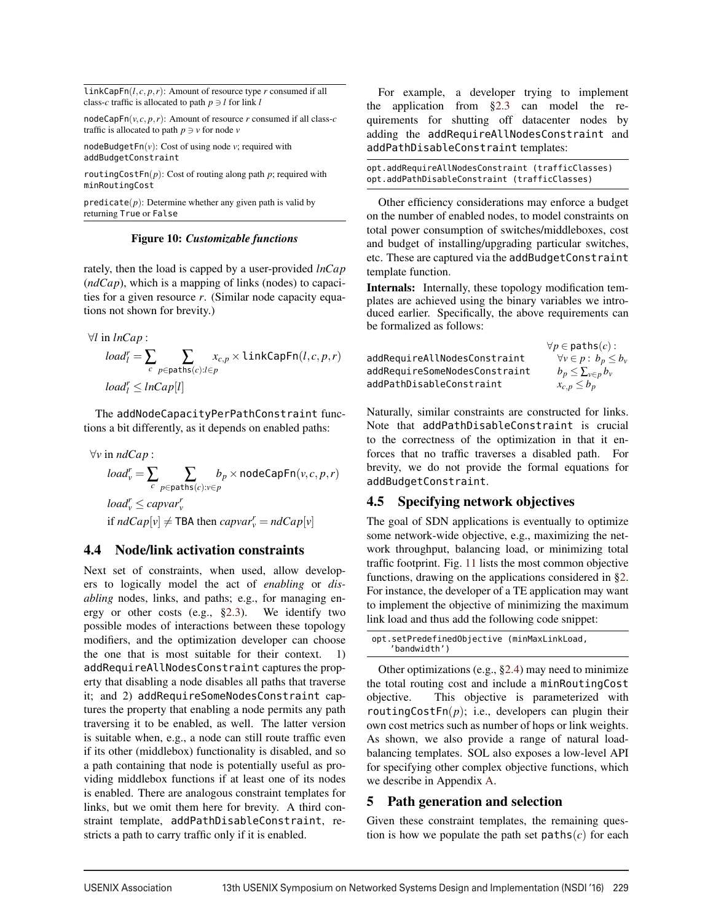`linkCapFn`$(l,c,p,r)$: Amount of resource type $r$ consumed if all class-$c$ traffic is allocated to path $p \ni l$ for link $l$

`nodeCapFn`$(v,c,p,r)$: Amount of resource $r$ consumed if all class-$c$ traffic is allocated to path $p \ni v$ for node $v$

`nodeBudgetFn`$(v)$: Cost of using node $v$; required with `addBudgetConstraint`

`routingCostFn`$(p)$: Cost of routing along path $p$; required with `minRoutingCost`

`predicate`$(p)$: Determine whether any given path is valid by returning `True` or `False`

**Figure 10:** ***Customizable functions***

rately, then the load is capped by a user-provided *lnCap* (*ndCap*), which is a mapping of links (nodes) to capacities for a given resource $r$. (Similar node capacity equations not shown for brevity.)

$$\forall l \text{ in } lnCap:$$
$$load_l^r = \sum_c \sum_{p \in \texttt{paths}(c): l \in p} x_{c,p} \times \texttt{linkCapFn}(l,c,p,r)$$
$$load_l^r \leq lnCap[l]$$

The `addNodeCapacityPerPathConstraint` functions a bit differently, as it depends on enabled paths:

$$\forall v \text{ in } ndCap:$$
$$load_v^r = \sum_c \sum_{p \in \texttt{paths}(c): v \in p} b_p \times \texttt{nodeCapFn}(v,c,p,r)$$
$$load_v^r \leq capvar_v^r$$
$$\text{if } ndCap[v] \neq \text{TBA then } capvar_v^r = ndCap[v]$$

## 4.4 Node/link activation constraints

Next set of constraints, when used, allow developers to logically model the act of *enabling* or *disabling* nodes, links, and paths; e.g., for managing energy or other costs (e.g., §2.3). We identify two possible modes of interactions between these topology modifiers, and the optimization developer can choose the one that is most suitable for their context. 1) `addRequireAllNodesConstraint` captures the property that disabling a node disables all paths that traverse it; and 2) `addRequireSomeNodesConstraint` captures the property that enabling a node permits any path traversing it to be enabled, as well. The latter version is suitable when, e.g., a node can still route traffic even if its other (middlebox) functionality is disabled, and so a path containing that node is potentially useful as providing middlebox functions if at least one of its nodes is enabled. There are analogous constraint templates for links, but we omit them here for brevity. A third constraint template, `addPathDisableConstraint`, restricts a path to carry traffic only if it is enabled.

For example, a developer trying to implement the application from §2.3 can model the requirements for shutting off datacenter nodes by adding the `addRequireAllNodesConstraint` and `addPathDisableConstraint` templates:

```
opt.addRequireAllNodesConstraint (trafficClasses)
opt.addPathDisableConstraint (trafficClasses)
```

Other efficiency considerations may enforce a budget on the number of enabled nodes, to model constraints on total power consumption of switches/middleboxes, cost and budget of installing/upgrading particular switches, etc. These are captured via the `addBudgetConstraint` template function.

**Internals:** Internally, these topology modification templates are achieved using the binary variables we introduced earlier. Specifically, the above requirements can be formalized as follows:

| | $\forall p \in \texttt{paths}(c):$ |
|---|---|
| `addRequireAllNodesConstraint` | $\forall v \in p: b_p \leq b_v$ |
| `addRequireSomeNodesConstraint` | $b_p \leq \sum_{v \in p} b_v$ |
| `addPathDisableConstraint` | $x_{c,p} \leq b_p$ |

Naturally, similar constraints are constructed for links. Note that `addPathDisableConstraint` is crucial to the correctness of the optimization in that it enforces that no traffic traverses a disabled path. For brevity, we do not provide the formal equations for `addBudgetConstraint`.

## 4.5 Specifying network objectives

The goal of SDN applications is eventually to optimize some network-wide objective, e.g., maximizing the network throughput, balancing load, or minimizing total traffic footprint. Fig. 11 lists the most common objective functions, drawing on the applications considered in §2. For instance, the developer of a TE application may want to implement the objective of minimizing the maximum link load and thus add the following code snippet:

```
opt.setPredefinedObjective (minMaxLinkLoad,
    'bandwidth')
```

Other optimizations (e.g., §2.4) may need to minimize the total routing cost and include a `minRoutingCost` objective. This objective is parameterized with `routingCostFn`$(p)$; i.e., developers can plugin their own cost metrics such as number of hops or link weights. As shown, we also provide a range of natural load-balancing templates. SOL also exposes a low-level API for specifying other complex objective functions, which we describe in Appendix A.

# 5 Path generation and selection

Given these constraint templates, the remaining question is how we populate the path set `paths`$(c)$ for each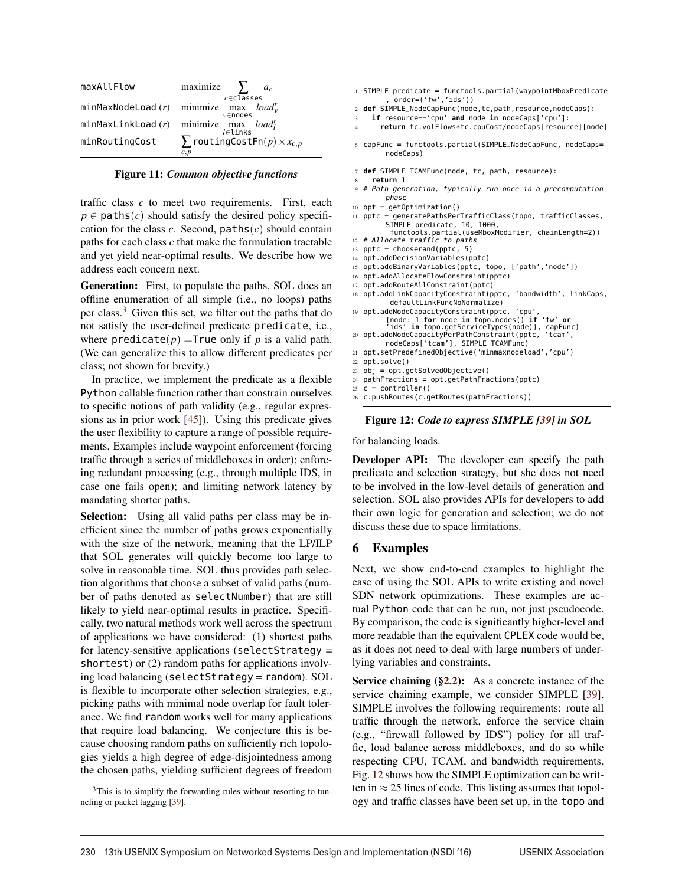| | |
|---|---|
| maxAllFlow | maximize $\sum_{c \in \texttt{classes}} a_c$ |
| minMaxNodeLoad $(r)$ | minimize $\max_{v \in \texttt{nodes}} load_v^r$ |
| minMaxLinkLoad $(r)$ | minimize $\max_{l \in \texttt{links}} load_l^r$ |
| minRoutingCost | $\sum_{c,p} \texttt{routingCostFn}(p) \times x_{c,p}$ |

**Figure 11:** ***Common objective functions***

traffic class $c$ to meet two requirements. First, each $p \in \texttt{paths}(c)$ should satisfy the desired policy specification for the class $c$. Second, $\texttt{paths}(c)$ should contain paths for each class $c$ that make the formulation tractable and yet yield near-optimal results. We describe how we address each concern next.

**Generation:** First, to populate the paths, SOL does an offline enumeration of all simple (i.e., no loops) paths per class.[3] Given this set, we filter out the paths that do not satisfy the user-defined predicate `predicate`, i.e., where `predicate`$(p)$ =`True` only if $p$ is a valid path. (We can generalize this to allow different predicates per class; not shown for brevity.)

In practice, we implement the predicate as a flexible `Python` callable function rather than constrain ourselves to specific notions of path validity (e.g., regular expressions as in prior work [45]). Using this predicate gives the user flexibility to capture a range of possible requirements. Examples include waypoint enforcement (forcing traffic through a series of middleboxes in order); enforcing redundant processing (e.g., through multiple IDS, in case one fails open); and limiting network latency by mandating shorter paths.

**Selection:** Using all valid paths per class may be inefficient since the number of paths grows exponentially with the size of the network, meaning that the LP/ILP that SOL generates will quickly become too large to solve in reasonable time. SOL thus provides path selection algorithms that choose a subset of valid paths (number of paths denoted as `selectNumber`) that are still likely to yield near-optimal results in practice. Specifically, two natural methods work well across the spectrum of applications we have considered: (1) shortest paths for latency-sensitive applications (`selectStrategy = shortest`) or (2) random paths for applications involving load balancing (`selectStrategy = random`). SOL is flexible to incorporate other selection strategies, e.g., picking paths with minimal node overlap for fault tolerance. We find `random` works well for many applications that require load balancing. We conjecture this is because choosing random paths on sufficiently rich topologies yields a high degree of edge-disjointedness among the chosen paths, yielding sufficient degrees of freedom for balancing loads.

[3] This is to simplify the forwarding rules without resorting to tunneling or packet tagging [39].

```
1  SIMPLE_predicate = functools.partial(waypointMboxPredicate
       , order=('fw','ids'))
2  def SIMPLE_NodeCapFunc(node,tc,path,resource,nodeCaps):
3    if resource=='cpu' and node in nodeCaps['cpu']:
4      return tc.volFlows*tc.cpuCost/nodeCaps[resource][node]

5  capFunc = functools.partial(SIMPLE_NodeCapFunc, nodeCaps=
       nodeCaps)

7  def SIMPLE_TCAMFunc(node, tc, path, resource):
8    return 1
9  # Path generation, typically run once in a precomputation
       phase
10 opt = getOptimization()
11 pptc = generatePathsPerTrafficClass(topo, trafficClasses,
       SIMPLE_predicate, 10, 1000,
        functools.partial(useMboxModifier, chainLength=2))
12 # Allocate traffic to paths
13 pptc = chooserand(pptc, 5)
14 opt.addDecisionVariables(pptc)
15 opt.addBinaryVariables(pptc, topo, ['path','node'])
16 opt.addAllocateFlowConstraint(pptc)
17 opt.addRouteAllConstraint(pptc)
18 opt.addLinkCapacityConstraint(pptc, 'bandwidth', linkCaps,
        defaultLinkFuncNoNormalize)
19 opt.addNodeCapacityConstraint(pptc, 'cpu',
       {node: 1 for node in topo.nodes() if 'fw' or
       'ids' in topo.getServiceTypes(node)}, capFunc)
20 opt.addNodeCapacityPerPathConstraint(pptc, 'tcam',
       nodeCaps['tcam'], SIMPLE_TCAMFunc)
21 opt.setPredefinedObjective('minmaxnodeload','cpu')
22 opt.solve()
23 obj = opt.getSolvedObjective()
24 pathFractions = opt.getPathFractions(pptc)
25 c = controller()
26 c.pushRoutes(c.getRoutes(pathFractions))
```

**Figure 12:** ***Code to express SIMPLE [39] in SOL***

**Developer API:** The developer can specify the path predicate and selection strategy, but she does not need to be involved in the low-level details of generation and selection. SOL also provides APIs for developers to add their own logic for generation and selection; we do not discuss these due to space limitations.

# 6 Examples

Next, we show end-to-end examples to highlight the ease of using the SOL APIs to write existing and novel SDN network optimizations. These examples are actual `Python` code that can be run, not just pseudocode. By comparison, the code is significantly higher-level and more readable than the equivalent `CPLEX` code would be, as it does not need to deal with large numbers of underlying variables and constraints.

**Service chaining (§2.2):** As a concrete instance of the service chaining example, we consider SIMPLE [39]. SIMPLE involves the following requirements: route all traffic through the network, enforce the service chain (e.g., "firewall followed by IDS") policy for all traffic, load balance across middleboxes, and do so while respecting CPU, TCAM, and bandwidth requirements. Fig. 12 shows how the SIMPLE optimization can be written in $\approx 25$ lines of code. This listing assumes that topology and traffic classes have been set up, in the `topo` and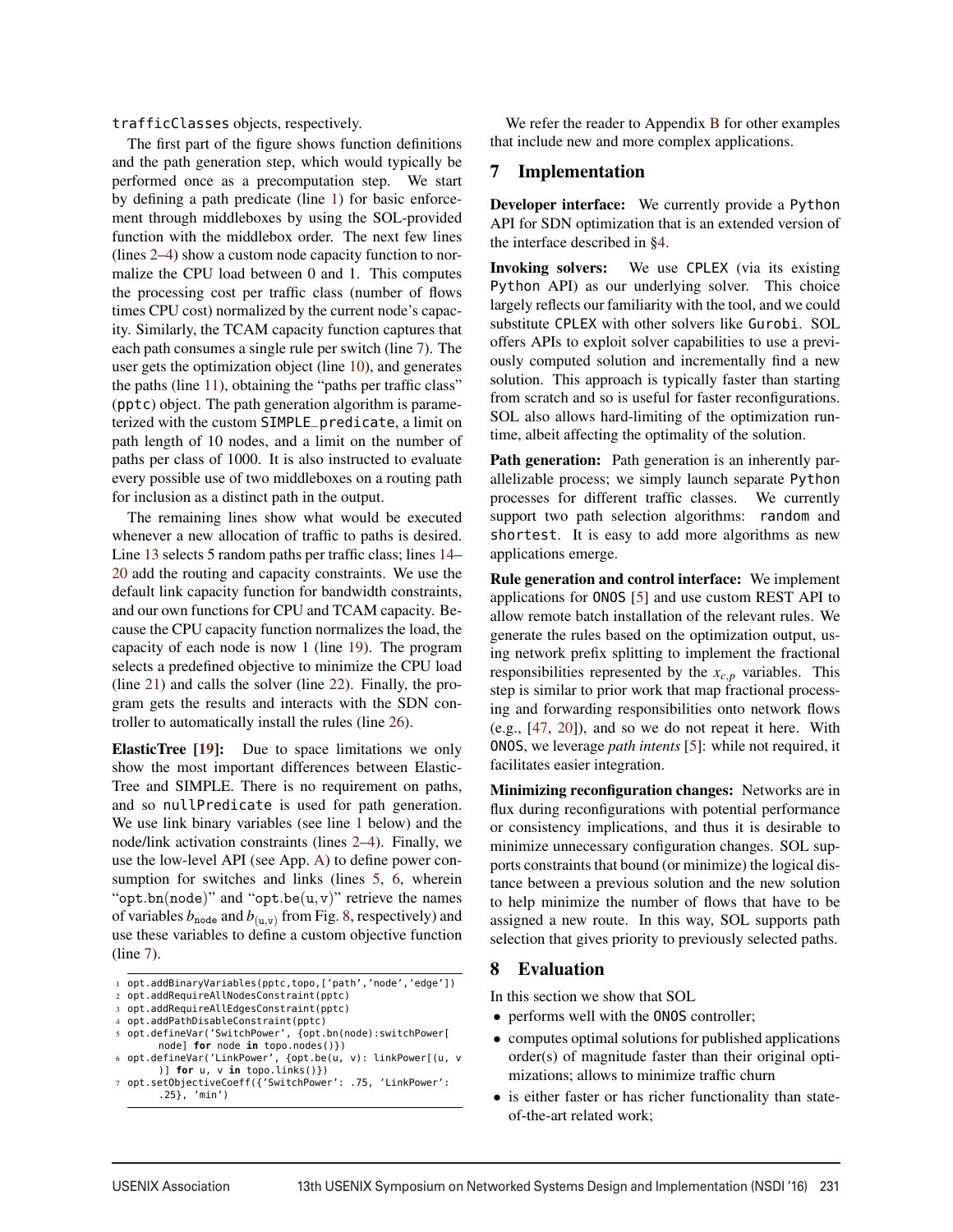trafficClasses objects, respectively.

The first part of the figure shows function definitions and the path generation step, which would typically be performed once as a precomputation step. We start by defining a path predicate (line 1) for basic enforcement through middleboxes by using the SOL-provided function with the middlebox order. The next few lines (lines 2–4) show a custom node capacity function to normalize the CPU load between 0 and 1. This computes the processing cost per traffic class (number of flows times CPU cost) normalized by the current node's capacity. Similarly, the TCAM capacity function captures that each path consumes a single rule per switch (line 7). The user gets the optimization object (line 10), and generates the paths (line 11), obtaining the "paths per traffic class" (pptc) object. The path generation algorithm is parameterized with the custom SIMPLE_predicate, a limit on path length of 10 nodes, and a limit on the number of paths per class of 1000. It is also instructed to evaluate every possible use of two middleboxes on a routing path for inclusion as a distinct path in the output.

The remaining lines show what would be executed whenever a new allocation of traffic to paths is desired. Line 13 selects 5 random paths per traffic class; lines 14–20 add the routing and capacity constraints. We use the default link capacity function for bandwidth constraints, and our own functions for CPU and TCAM capacity. Because the CPU capacity function normalizes the load, the capacity of each node is now 1 (line 19). The program selects a predefined objective to minimize the CPU load (line 21) and calls the solver (line 22). Finally, the program gets the results and interacts with the SDN controller to automatically install the rules (line 26).

**ElasticTree [19]:** Due to space limitations we only show the most important differences between ElasticTree and SIMPLE. There is no requirement on paths, and so nullPredicate is used for path generation. We use link binary variables (see line 1 below) and the node/link activation constraints (lines 2–4). Finally, we use the low-level API (see App. A) to define power consumption for switches and links (lines 5, 6, wherein "opt.bn(node)" and "opt.be(u,v)" retrieve the names of variables $b_{\texttt{node}}$ and $b_{(\texttt{u},\texttt{v})}$ from Fig. 8, respectively) and use these variables to define a custom objective function (line 7).

```
1 opt.addBinaryVariables(pptc,topo,['path','node','edge'])
2 opt.addRequireAllNodesConstraint(pptc)
3 opt.addRequireAllEdgesConstraint(pptc)
4 opt.addPathDisableConstraint(pptc)
5 opt.defineVar('SwitchPower', {opt.bn(node):switchPower[
      node] for node in topo.nodes()})
6 opt.defineVar('LinkPower', {opt.be(u, v): linkPower[(u, v
      )] for u, v in topo.links()})
7 opt.setObjectiveCoeff({'SwitchPower': .75, 'LinkPower':
      .25}, 'min')
```

We refer the reader to Appendix B for other examples that include new and more complex applications.

## 7 Implementation

**Developer interface:** We currently provide a Python API for SDN optimization that is an extended version of the interface described in §4.

**Invoking solvers:** We use CPLEX (via its existing Python API) as our underlying solver. This choice largely reflects our familiarity with the tool, and we could substitute CPLEX with other solvers like Gurobi. SOL offers APIs to exploit solver capabilities to use a previously computed solution and incrementally find a new solution. This approach is typically faster than starting from scratch and so is useful for faster reconfigurations. SOL also allows hard-limiting of the optimization runtime, albeit affecting the optimality of the solution.

**Path generation:** Path generation is an inherently parallelizable process; we simply launch separate Python processes for different traffic classes. We currently support two path selection algorithms: random and shortest. It is easy to add more algorithms as new applications emerge.

**Rule generation and control interface:** We implement applications for ONOS [5] and use custom REST API to allow remote batch installation of the relevant rules. We generate the rules based on the optimization output, using network prefix splitting to implement the fractional responsibilities represented by the $x_{c,p}$ variables. This step is similar to prior work that map fractional processing and forwarding responsibilities onto network flows (e.g., [47, 20]), and so we do not repeat it here. With ONOS, we leverage *path intents* [5]: while not required, it facilitates easier integration.

**Minimizing reconfiguration changes:** Networks are in flux during reconfigurations with potential performance or consistency implications, and thus it is desirable to minimize unnecessary configuration changes. SOL supports constraints that bound (or minimize) the logical distance between a previous solution and the new solution to help minimize the number of flows that have to be assigned a new route. In this way, SOL supports path selection that gives priority to previously selected paths.

## 8 Evaluation

In this section we show that SOL

- performs well with the ONOS controller;
- computes optimal solutions for published applications order(s) of magnitude faster than their original optimizations; allows to minimize traffic churn
- is either faster or has richer functionality than state-of-the-art related work;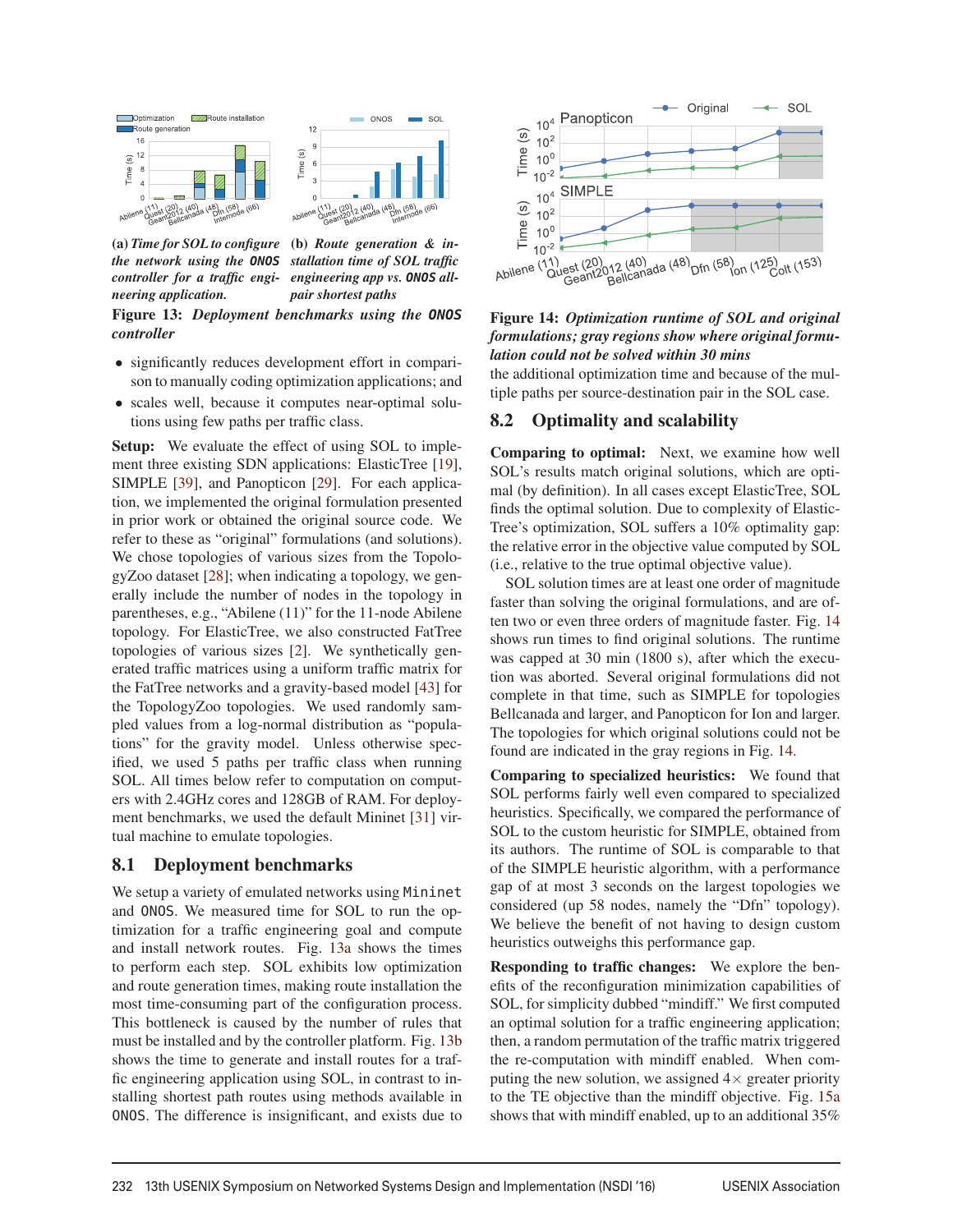**(a)** *Time for SOL to configure the network using the* `ONOS` *controller for a traffic engineering application.*

**(b)** *Route generation & installation time of SOL traffic engineering app vs.* `ONOS` *all-pair shortest paths*

**Figure 13:** ***Deployment benchmarks using the*** `ONOS` ***controller***

- significantly reduces development effort in comparison to manually coding optimization applications; and
- scales well, because it computes near-optimal solutions using few paths per traffic class.

**Setup:** We evaluate the effect of using SOL to implement three existing SDN applications: ElasticTree [19], SIMPLE [39], and Panopticon [29]. For each application, we implemented the original formulation presented in prior work or obtained the original source code. We refer to these as "original" formulations (and solutions). We chose topologies of various sizes from the TopologyZoo dataset [28]; when indicating a topology, we generally include the number of nodes in the topology in parentheses, e.g., "Abilene (11)" for the 11-node Abilene topology. For ElasticTree, we also constructed FatTree topologies of various sizes [2]. We synthetically generated traffic matrices using a uniform traffic matrix for the FatTree networks and a gravity-based model [43] for the TopologyZoo topologies. We used randomly sampled values from a log-normal distribution as "populations" for the gravity model. Unless otherwise specified, we used 5 paths per traffic class when running SOL. All times below refer to computation on computers with 2.4GHz cores and 128GB of RAM. For deployment benchmarks, we used the default Mininet [31] virtual machine to emulate topologies.

## 8.1 Deployment benchmarks

We setup a variety of emulated networks using `Mininet` and `ONOS`. We measured time for SOL to run the optimization for a traffic engineering goal and compute and install network routes. Fig. 13a shows the times to perform each step. SOL exhibits low optimization and route generation times, making route installation the most time-consuming part of the configuration process. This bottleneck is caused by the number of rules that must be installed and by the controller platform. Fig. 13b shows the time to generate and install routes for a traffic engineering application using SOL, in contrast to installing shortest path routes using methods available in `ONOS`. The difference is insignificant, and exists due to the additional optimization time and because of the multiple paths per source-destination pair in the SOL case.

**Figure 14:** ***Optimization runtime of SOL and original formulations; gray regions show where original formulation could not be solved within 30 mins***

## 8.2 Optimality and scalability

**Comparing to optimal:** Next, we examine how well SOL's results match original solutions, which are optimal (by definition). In all cases except ElasticTree, SOL finds the optimal solution. Due to complexity of ElasticTree's optimization, SOL suffers a 10% optimality gap: the relative error in the objective value computed by SOL (i.e., relative to the true optimal objective value).

SOL solution times are at least one order of magnitude faster than solving the original formulations, and are often two or even three orders of magnitude faster. Fig. 14 shows run times to find original solutions. The runtime was capped at 30 min (1800 s), after which the execution was aborted. Several original formulations did not complete in that time, such as SIMPLE for topologies Bellcanada and larger, and Panopticon for Ion and larger. The topologies for which original solutions could not be found are indicated in the gray regions in Fig. 14.

**Comparing to specialized heuristics:** We found that SOL performs fairly well even compared to specialized heuristics. Specifically, we compared the performance of SOL to the custom heuristic for SIMPLE, obtained from its authors. The runtime of SOL is comparable to that of the SIMPLE heuristic algorithm, with a performance gap of at most 3 seconds on the largest topologies we considered (up 58 nodes, namely the "Dfn" topology). We believe the benefit of not having to design custom heuristics outweighs this performance gap.

**Responding to traffic changes:** We explore the benefits of the reconfiguration minimization capabilities of SOL, for simplicity dubbed "mindiff." We first computed an optimal solution for a traffic engineering application; then, a random permutation of the traffic matrix triggered the re-computation with mindiff enabled. When computing the new solution, we assigned $4\times$ greater priority to the TE objective than the mindiff objective. Fig. 15a shows that with mindiff enabled, up to an additional 35%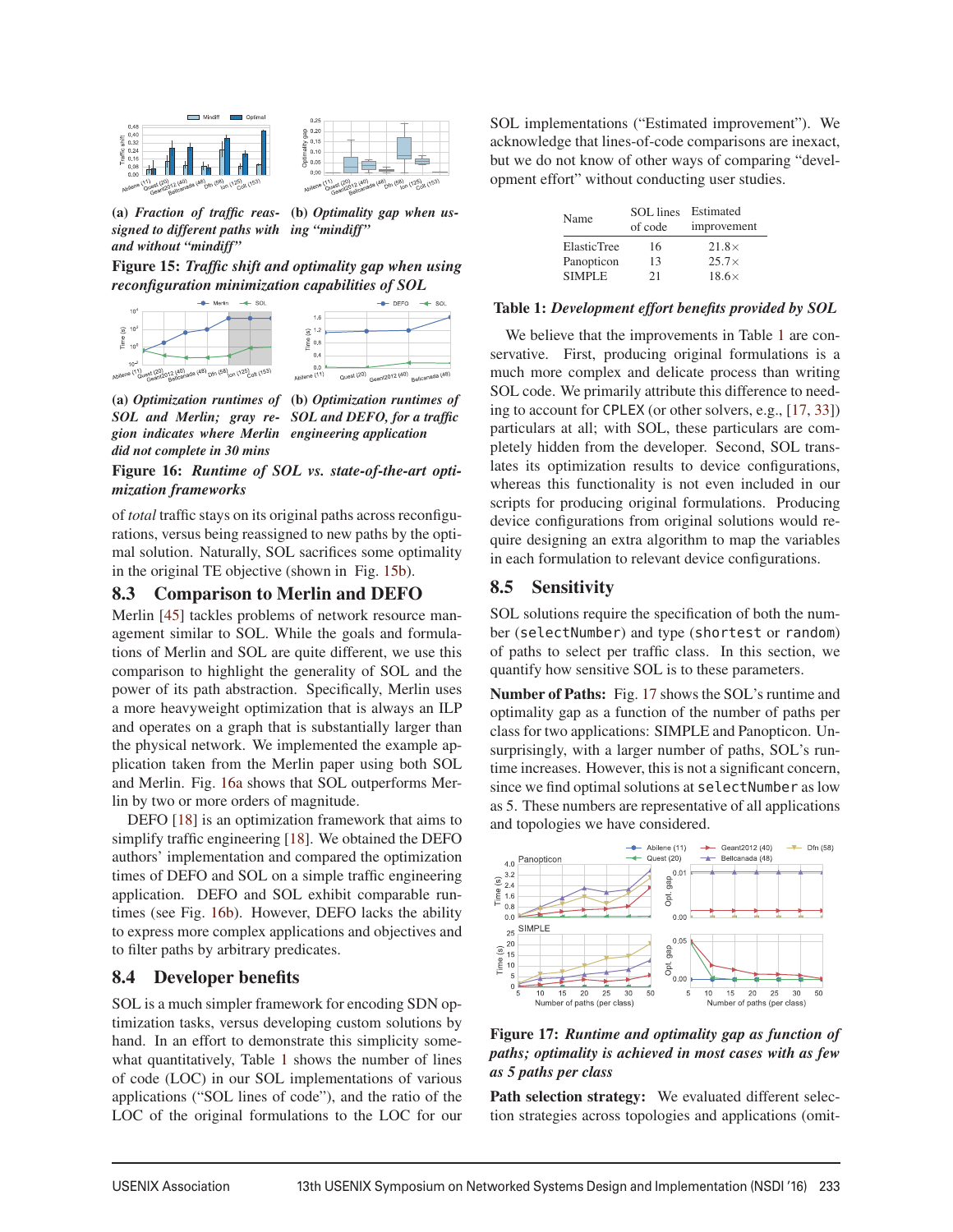(a) ***Fraction of traffic reassigned to different paths with and without "mindiff"***

(b) ***Optimality gap when using "mindiff"***

**Figure 15:** ***Traffic shift and optimality gap when using reconfiguration minimization capabilities of SOL***

(a) ***Optimization runtimes of SOL and Merlin; gray region indicates where Merlin did not complete in 30 mins***

(b) ***Optimization runtimes of SOL and DEFO, for a traffic engineering application***

**Figure 16:** ***Runtime of SOL vs. state-of-the-art optimization frameworks***

of *total* traffic stays on its original paths across reconfigurations, versus being reassigned to new paths by the optimal solution. Naturally, SOL sacrifices some optimality in the original TE objective (shown in Fig. 15b).

## 8.3 Comparison to Merlin and DEFO

Merlin [45] tackles problems of network resource management similar to SOL. While the goals and formulations of Merlin and SOL are quite different, we use this comparison to highlight the generality of SOL and the power of its path abstraction. Specifically, Merlin uses a more heavyweight optimization that is always an ILP and operates on a graph that is substantially larger than the physical network. We implemented the example application taken from the Merlin paper using both SOL and Merlin. Fig. 16a shows that SOL outperforms Merlin by two or more orders of magnitude.

DEFO [18] is an optimization framework that aims to simplify traffic engineering [18]. We obtained the DEFO authors' implementation and compared the optimization times of DEFO and SOL on a simple traffic engineering application. DEFO and SOL exhibit comparable runtimes (see Fig. 16b). However, DEFO lacks the ability to express more complex applications and objectives and to filter paths by arbitrary predicates.

## 8.4 Developer benefits

SOL is a much simpler framework for encoding SDN optimization tasks, versus developing custom solutions by hand. In an effort to demonstrate this simplicity somewhat quantitatively, Table 1 shows the number of lines of code (LOC) in our SOL implementations of various applications ("SOL lines of code"), and the ratio of the LOC of the original formulations to the LOC for our SOL implementations ("Estimated improvement"). We acknowledge that lines-of-code comparisons are inexact, but we do not know of other ways of comparing "development effort" without conducting user studies.

| Name | SOL lines of code | Estimated improvement |
|---|---|---|
| ElasticTree | 16 | 21.8× |
| Panopticon | 13 | 25.7× |
| SIMPLE | 21 | 18.6× |

**Table 1:** ***Development effort benefits provided by SOL***

We believe that the improvements in Table 1 are conservative. First, producing original formulations is a much more complex and delicate process than writing SOL code. We primarily attribute this difference to needing to account for `CPLEX` (or other solvers, e.g., [17, 33]) particulars at all; with SOL, these particulars are completely hidden from the developer. Second, SOL translates its optimization results to device configurations, whereas this functionality is not even included in our scripts for producing original formulations. Producing device configurations from original solutions would require designing an extra algorithm to map the variables in each formulation to relevant device configurations.

## 8.5 Sensitivity

SOL solutions require the specification of both the number (`selectNumber`) and type (`shortest` or `random`) of paths to select per traffic class. In this section, we quantify how sensitive SOL is to these parameters.

**Number of Paths:** Fig. 17 shows the SOL's runtime and optimality gap as a function of the number of paths per class for two applications: SIMPLE and Panopticon. Unsurprisingly, with a larger number of paths, SOL's runtime increases. However, this is not a significant concern, since we find optimal solutions at `selectNumber` as low as 5. These numbers are representative of all applications and topologies we have considered.

**Figure 17:** ***Runtime and optimality gap as function of paths; optimality is achieved in most cases with as few as 5 paths per class***

**Path selection strategy:** We evaluated different selection strategies across topologies and applications (omit-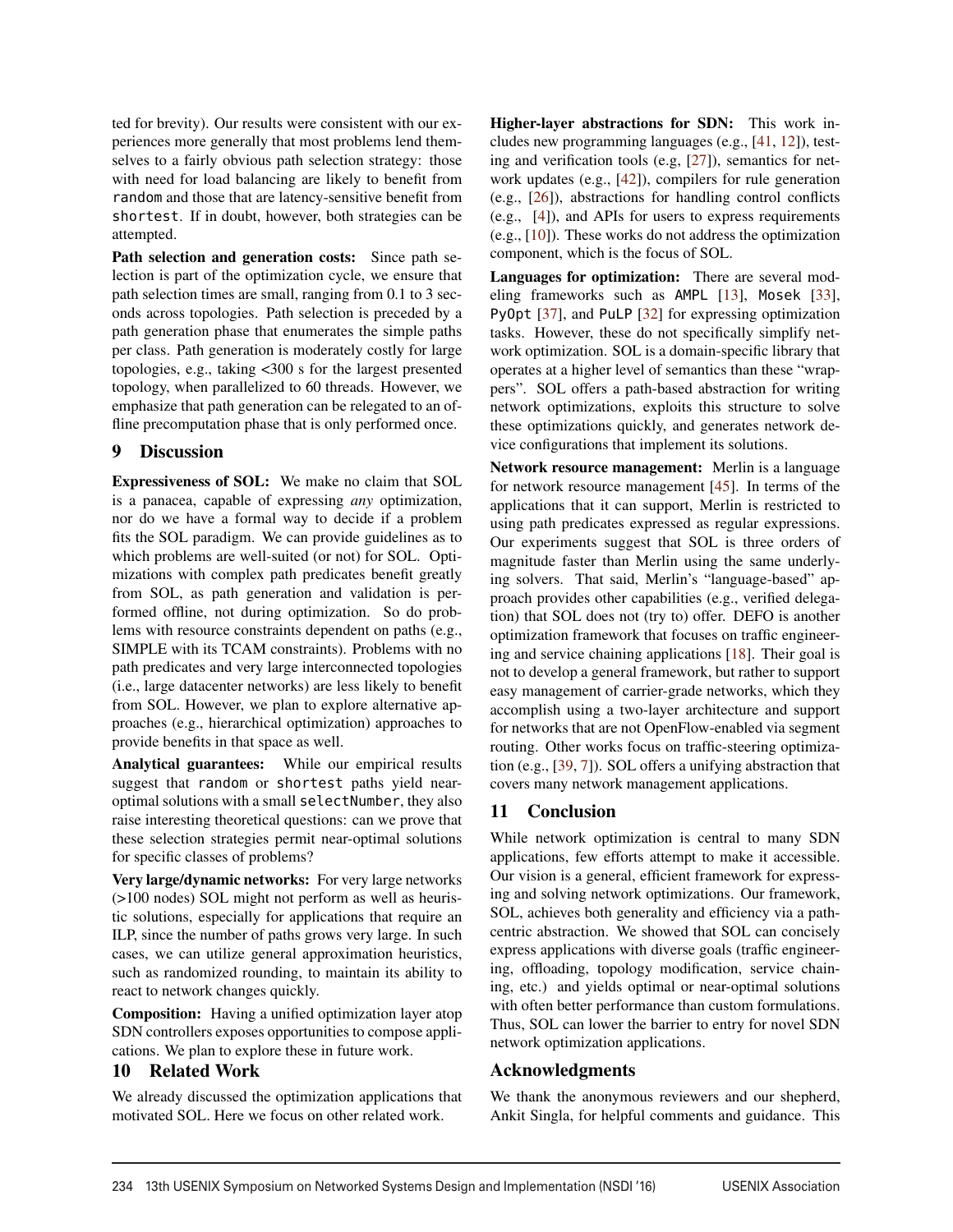ted for brevity). Our results were consistent with our experiences more generally that most problems lend themselves to a fairly obvious path selection strategy: those with need for load balancing are likely to benefit from `random` and those that are latency-sensitive benefit from `shortest`. If in doubt, however, both strategies can be attempted.

**Path selection and generation costs:** Since path selection is part of the optimization cycle, we ensure that path selection times are small, ranging from 0.1 to 3 seconds across topologies. Path selection is preceded by a path generation phase that enumerates the simple paths per class. Path generation is moderately costly for large topologies, e.g., taking <300 s for the largest presented topology, when parallelized to 60 threads. However, we emphasize that path generation can be relegated to an offline precomputation phase that is only performed once.

## 9 Discussion

**Expressiveness of SOL:** We make no claim that SOL is a panacea, capable of expressing *any* optimization, nor do we have a formal way to decide if a problem fits the SOL paradigm. We can provide guidelines as to which problems are well-suited (or not) for SOL. Optimizations with complex path predicates benefit greatly from SOL, as path generation and validation is performed offline, not during optimization. So do problems with resource constraints dependent on paths (e.g., SIMPLE with its TCAM constraints). Problems with no path predicates and very large interconnected topologies (i.e., large datacenter networks) are less likely to benefit from SOL. However, we plan to explore alternative approaches (e.g., hierarchical optimization) approaches to provide benefits in that space as well.

**Analytical guarantees:** While our empirical results suggest that `random` or `shortest` paths yield near-optimal solutions with a small `selectNumber`, they also raise interesting theoretical questions: can we prove that these selection strategies permit near-optimal solutions for specific classes of problems?

**Very large/dynamic networks:** For very large networks (>100 nodes) SOL might not perform as well as heuristic solutions, especially for applications that require an ILP, since the number of paths grows very large. In such cases, we can utilize general approximation heuristics, such as randomized rounding, to maintain its ability to react to network changes quickly.

**Composition:** Having a unified optimization layer atop SDN controllers exposes opportunities to compose applications. We plan to explore these in future work.

## 10 Related Work

We already discussed the optimization applications that motivated SOL. Here we focus on other related work.

**Higher-layer abstractions for SDN:** This work includes new programming languages (e.g., [41, 12]), testing and verification tools (e.g, [27]), semantics for network updates (e.g., [42]), compilers for rule generation (e.g., [26]), abstractions for handling control conflicts (e.g., [4]), and APIs for users to express requirements (e.g., [10]). These works do not address the optimization component, which is the focus of SOL.

**Languages for optimization:** There are several modeling frameworks such as `AMPL` [13], `Mosek` [33], `PyOpt` [37], and `PuLP` [32] for expressing optimization tasks. However, these do not specifically simplify network optimization. SOL is a domain-specific library that operates at a higher level of semantics than these "wrappers". SOL offers a path-based abstraction for writing network optimizations, exploits this structure to solve these optimizations quickly, and generates network device configurations that implement its solutions.

**Network resource management:** Merlin is a language for network resource management [45]. In terms of the applications that it can support, Merlin is restricted to using path predicates expressed as regular expressions. Our experiments suggest that SOL is three orders of magnitude faster than Merlin using the same underlying solvers. That said, Merlin's "language-based" approach provides other capabilities (e.g., verified delegation) that SOL does not (try to) offer. DEFO is another optimization framework that focuses on traffic engineering and service chaining applications [18]. Their goal is not to develop a general framework, but rather to support easy management of carrier-grade networks, which they accomplish using a two-layer architecture and support for networks that are not OpenFlow-enabled via segment routing. Other works focus on traffic-steering optimization (e.g., [39, 7]). SOL offers a unifying abstraction that covers many network management applications.

## 11 Conclusion

While network optimization is central to many SDN applications, few efforts attempt to make it accessible. Our vision is a general, efficient framework for expressing and solving network optimizations. Our framework, SOL, achieves both generality and efficiency via a path-centric abstraction. We showed that SOL can concisely express applications with diverse goals (traffic engineering, offloading, topology modification, service chaining, etc.) and yields optimal or near-optimal solutions with often better performance than custom formulations. Thus, SOL can lower the barrier to entry for novel SDN network optimization applications.

## Acknowledgments

We thank the anonymous reviewers and our shepherd, Ankit Singla, for helpful comments and guidance. This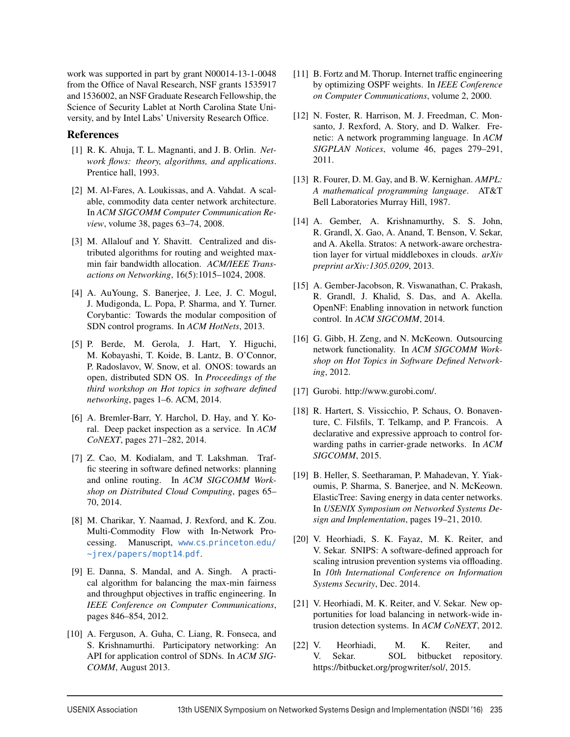work was supported in part by grant N00014-13-1-0048 from the Office of Naval Research, NSF grants 1535917 and 1536002, an NSF Graduate Research Fellowship, the Science of Security Lablet at North Carolina State University, and by Intel Labs' University Research Office.

## References

[1] R. K. Ahuja, T. L. Magnanti, and J. B. Orlin. *Network flows: theory, algorithms, and applications*. Prentice hall, 1993.

[2] M. Al-Fares, A. Loukissas, and A. Vahdat. A scalable, commodity data center network architecture. In *ACM SIGCOMM Computer Communication Review*, volume 38, pages 63–74, 2008.

[3] M. Allalouf and Y. Shavitt. Centralized and distributed algorithms for routing and weighted max-min fair bandwidth allocation. *ACM/IEEE Transactions on Networking*, 16(5):1015–1024, 2008.

[4] A. AuYoung, S. Banerjee, J. Lee, J. C. Mogul, J. Mudigonda, L. Popa, P. Sharma, and Y. Turner. Corybantic: Towards the modular composition of SDN control programs. In *ACM HotNets*, 2013.

[5] P. Berde, M. Gerola, J. Hart, Y. Higuchi, M. Kobayashi, T. Koide, B. Lantz, B. O'Connor, P. Radoslavov, W. Snow, et al. ONOS: towards an open, distributed SDN OS. In *Proceedings of the third workshop on Hot topics in software defined networking*, pages 1–6. ACM, 2014.

[6] A. Bremler-Barr, Y. Harchol, D. Hay, and Y. Koral. Deep packet inspection as a service. In *ACM CoNEXT*, pages 271–282, 2014.

[7] Z. Cao, M. Kodialam, and T. Lakshman. Traffic steering in software defined networks: planning and online routing. In *ACM SIGCOMM Workshop on Distributed Cloud Computing*, pages 65–70, 2014.

[8] M. Charikar, Y. Naamad, J. Rexford, and K. Zou. Multi-Commodity Flow with In-Network Processing. Manuscript, www.cs.princeton.edu/~jrex/papers/mopt14.pdf.

[9] E. Danna, S. Mandal, and A. Singh. A practical algorithm for balancing the max-min fairness and throughput objectives in traffic engineering. In *IEEE Conference on Computer Communications*, pages 846–854, 2012.

[10] A. Ferguson, A. Guha, C. Liang, R. Fonseca, and S. Krishnamurthi. Participatory networking: An API for application control of SDNs. In *ACM SIGCOMM*, August 2013.

[11] B. Fortz and M. Thorup. Internet traffic engineering by optimizing OSPF weights. In *IEEE Conference on Computer Communications*, volume 2, 2000.

[12] N. Foster, R. Harrison, M. J. Freedman, C. Monsanto, J. Rexford, A. Story, and D. Walker. Frenetic: A network programming language. In *ACM SIGPLAN Notices*, volume 46, pages 279–291, 2011.

[13] R. Fourer, D. M. Gay, and B. W. Kernighan. *AMPL: A mathematical programming language*. AT&T Bell Laboratories Murray Hill, 1987.

[14] A. Gember, A. Krishnamurthy, S. S. John, R. Grandl, X. Gao, A. Anand, T. Benson, V. Sekar, and A. Akella. Stratos: A network-aware orchestration layer for virtual middleboxes in clouds. *arXiv preprint arXiv:1305.0209*, 2013.

[15] A. Gember-Jacobson, R. Viswanathan, C. Prakash, R. Grandl, J. Khalid, S. Das, and A. Akella. OpenNF: Enabling innovation in network function control. In *ACM SIGCOMM*, 2014.

[16] G. Gibb, H. Zeng, and N. McKeown. Outsourcing network functionality. In *ACM SIGCOMM Workshop on Hot Topics in Software Defined Networking*, 2012.

[17] Gurobi. http://www.gurobi.com/.

[18] R. Hartert, S. Vissicchio, P. Schaus, O. Bonaventure, C. Filsfils, T. Telkamp, and P. Francois. A declarative and expressive approach to control forwarding paths in carrier-grade networks. In *ACM SIGCOMM*, 2015.

[19] B. Heller, S. Seetharaman, P. Mahadevan, Y. Yiakoumis, P. Sharma, S. Banerjee, and N. McKeown. ElasticTree: Saving energy in data center networks. In *USENIX Symposium on Networked Systems Design and Implementation*, pages 19–21, 2010.

[20] V. Heorhiadi, S. K. Fayaz, M. K. Reiter, and V. Sekar. SNIPS: A software-defined approach for scaling intrusion prevention systems via offloading. In *10th International Conference on Information Systems Security*, Dec. 2014.

[21] V. Heorhiadi, M. K. Reiter, and V. Sekar. New opportunities for load balancing in network-wide intrusion detection systems. In *ACM CoNEXT*, 2012.

[22] V. Heorhiadi, M. K. Reiter, and V. Sekar. SOL bitbucket repository. https://bitbucket.org/progwriter/sol/, 2015.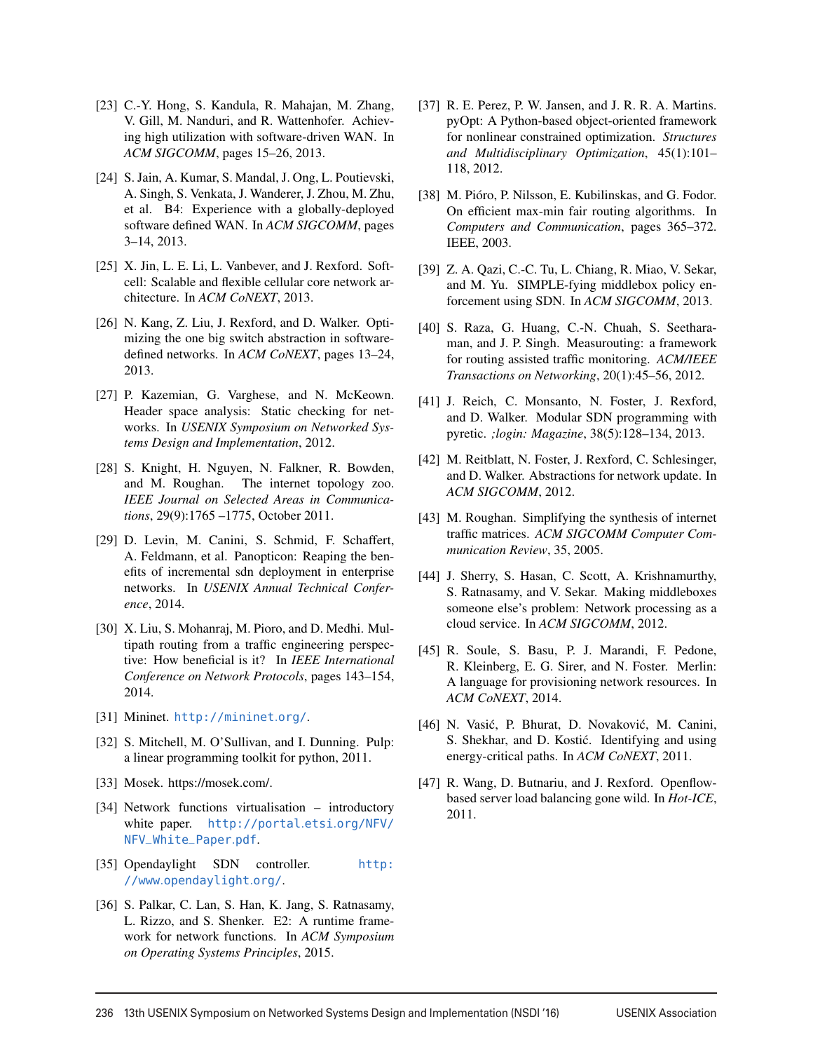[23] C.-Y. Hong, S. Kandula, R. Mahajan, M. Zhang, V. Gill, M. Nanduri, and R. Wattenhofer. Achieving high utilization with software-driven WAN. In *ACM SIGCOMM*, pages 15–26, 2013.

[24] S. Jain, A. Kumar, S. Mandal, J. Ong, L. Poutievski, A. Singh, S. Venkata, J. Wanderer, J. Zhou, M. Zhu, et al. B4: Experience with a globally-deployed software defined WAN. In *ACM SIGCOMM*, pages 3–14, 2013.

[25] X. Jin, L. E. Li, L. Vanbever, and J. Rexford. Softcell: Scalable and flexible cellular core network architecture. In *ACM CoNEXT*, 2013.

[26] N. Kang, Z. Liu, J. Rexford, and D. Walker. Optimizing the one big switch abstraction in software-defined networks. In *ACM CoNEXT*, pages 13–24, 2013.

[27] P. Kazemian, G. Varghese, and N. McKeown. Header space analysis: Static checking for networks. In *USENIX Symposium on Networked Systems Design and Implementation*, 2012.

[28] S. Knight, H. Nguyen, N. Falkner, R. Bowden, and M. Roughan. The internet topology zoo. *IEEE Journal on Selected Areas in Communications*, 29(9):1765 –1775, October 2011.

[29] D. Levin, M. Canini, S. Schmid, F. Schaffert, A. Feldmann, et al. Panopticon: Reaping the benefits of incremental sdn deployment in enterprise networks. In *USENIX Annual Technical Conference*, 2014.

[30] X. Liu, S. Mohanraj, M. Pioro, and D. Medhi. Multipath routing from a traffic engineering perspective: How beneficial is it? In *IEEE International Conference on Network Protocols*, pages 143–154, 2014.

[31] Mininet. http://mininet.org/.

[32] S. Mitchell, M. O'Sullivan, and I. Dunning. Pulp: a linear programming toolkit for python, 2011.

[33] Mosek. https://mosek.com/.

[34] Network functions virtualisation – introductory white paper. http://portal.etsi.org/NFV/NFV_White_Paper.pdf.

[35] Opendaylight SDN controller. http://www.opendaylight.org/.

[36] S. Palkar, C. Lan, S. Han, K. Jang, S. Ratnasamy, L. Rizzo, and S. Shenker. E2: A runtime framework for network functions. In *ACM Symposium on Operating Systems Principles*, 2015.

[37] R. E. Perez, P. W. Jansen, and J. R. R. A. Martins. pyOpt: A Python-based object-oriented framework for nonlinear constrained optimization. *Structures and Multidisciplinary Optimization*, 45(1):101–118, 2012.

[38] M. Pióro, P. Nilsson, E. Kubilinskas, and G. Fodor. On efficient max-min fair routing algorithms. In *Computers and Communication*, pages 365–372. IEEE, 2003.

[39] Z. A. Qazi, C.-C. Tu, L. Chiang, R. Miao, V. Sekar, and M. Yu. SIMPLE-fying middlebox policy enforcement using SDN. In *ACM SIGCOMM*, 2013.

[40] S. Raza, G. Huang, C.-N. Chuah, S. Seetharaman, and J. P. Singh. Measurouting: a framework for routing assisted traffic monitoring. *ACM/IEEE Transactions on Networking*, 20(1):45–56, 2012.

[41] J. Reich, C. Monsanto, N. Foster, J. Rexford, and D. Walker. Modular SDN programming with pyretic. *;login: Magazine*, 38(5):128–134, 2013.

[42] M. Reitblatt, N. Foster, J. Rexford, C. Schlesinger, and D. Walker. Abstractions for network update. In *ACM SIGCOMM*, 2012.

[43] M. Roughan. Simplifying the synthesis of internet traffic matrices. *ACM SIGCOMM Computer Communication Review*, 35, 2005.

[44] J. Sherry, S. Hasan, C. Scott, A. Krishnamurthy, S. Ratnasamy, and V. Sekar. Making middleboxes someone else's problem: Network processing as a cloud service. In *ACM SIGCOMM*, 2012.

[45] R. Soule, S. Basu, P. J. Marandi, F. Pedone, R. Kleinberg, E. G. Sirer, and N. Foster. Merlin: A language for provisioning network resources. In *ACM CoNEXT*, 2014.

[46] N. Vasić, P. Bhurat, D. Novaković, M. Canini, S. Shekhar, and D. Kostić. Identifying and using energy-critical paths. In *ACM CoNEXT*, 2011.

[47] R. Wang, D. Butnariu, and J. Rexford. Openflow-based server load balancing gone wild. In *Hot-ICE*, 2011.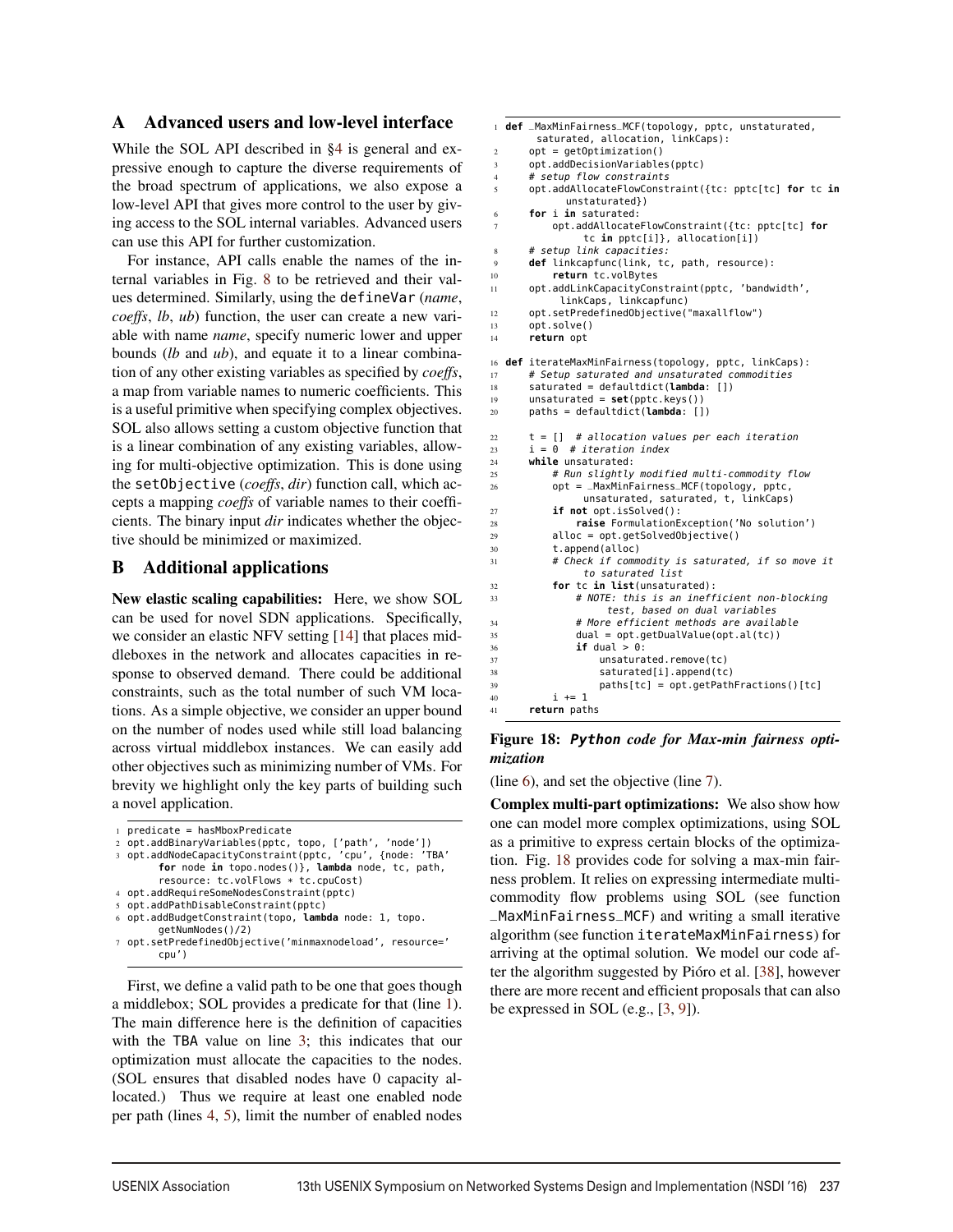## A Advanced users and low-level interface

While the SOL API described in §4 is general and expressive enough to capture the diverse requirements of the broad spectrum of applications, we also expose a low-level API that gives more control to the user by giving access to the SOL internal variables. Advanced users can use this API for further customization.

For instance, API calls enable the names of the internal variables in Fig. 8 to be retrieved and their values determined. Similarly, using the `defineVar` (*name*, *coeffs*, *lb*, *ub*) function, the user can create a new variable with name *name*, specify numeric lower and upper bounds (*lb* and *ub*), and equate it to a linear combination of any other existing variables as specified by *coeffs*, a map from variable names to numeric coefficients. This is a useful primitive when specifying complex objectives. SOL also allows setting a custom objective function that is a linear combination of any existing variables, allowing for multi-objective optimization. This is done using the `setObjective` (*coeffs*, *dir*) function call, which accepts a mapping *coeffs* of variable names to their coefficients. The binary input *dir* indicates whether the objective should be minimized or maximized.

## B Additional applications

**New elastic scaling capabilities:** Here, we show SOL can be used for novel SDN applications. Specifically, we consider an elastic NFV setting [14] that places middleboxes in the network and allocates capacities in response to observed demand. There could be additional constraints, such as the total number of such VM locations. As a simple objective, we consider an upper bound on the number of nodes used while still load balancing across virtual middlebox instances. We can easily add other objectives such as minimizing number of VMs. For brevity we highlight only the key parts of building such a novel application.

```
1 predicate = hasMboxPredicate
2 opt.addBinaryVariables(pptc, topo, ['path', 'node'])
3 opt.addNodeCapacityConstraint(pptc, 'cpu', {node: 'TBA'
      for node in topo.nodes()}, lambda node, tc, path,
      resource: tc.volFlows * tc.cpuCost)
4 opt.addRequireSomeNodesConstraint(pptc)
5 opt.addPathDisableConstraint(pptc)
6 opt.addBudgetConstraint(topo, lambda node: 1, topo.
      getNumNodes()/2)
7 opt.setPredefinedObjective('minmaxnodeload', resource='
      cpu')
```

First, we define a valid path to be one that goes though a middlebox; SOL provides a predicate for that (line 1). The main difference here is the definition of capacities with the `TBA` value on line 3; this indicates that our optimization must allocate the capacities to the nodes. (SOL ensures that disabled nodes have 0 capacity allocated.) Thus we require at least one enabled node per path (lines 4, 5), limit the number of enabled nodes (line 6), and set the objective (line 7).

```
1 def _MaxMinFairness_MCF(topology, pptc, unstaturated,
      saturated, allocation, linkCaps):
2     opt = getOptimization()
3     opt.addDecisionVariables(pptc)
4     # setup flow constraints
5     opt.addAllocateFlowConstraint({tc: pptc[tc] for tc in
          unstaturated})
6     for i in saturated:
7         opt.addAllocateFlowConstraint({tc: pptc[tc] for
              tc in pptc[i]}, allocation[i])
8     # setup link capacities:
9     def linkcapfunc(link, tc, path, resource):
10        return tc.volBytes
11    opt.addLinkCapacityConstraint(pptc, 'bandwidth',
          linkCaps, linkcapfunc)
12    opt.setPredefinedObjective("maxallflow")
13    opt.solve()
14    return opt

16 def iterateMaxMinFairness(topology, pptc, linkCaps):
17    # Setup saturated and unsaturated commodities
18    saturated = defaultdict(lambda: [])
19    unsaturated = set(pptc.keys())
20    paths = defaultdict(lambda: [])

22    t = []  # allocation values per each iteration
23    i = 0  # iteration index
24    while unsaturated:
25        # Run slightly modified multi-commodity flow
26        opt = _MaxMinFairness_MCF(topology, pptc,
              unsaturated, saturated, t, linkCaps)
27        if not opt.isSolved():
28            raise FormulationException('No solution')
29        alloc = opt.getSolvedObjective()
30        t.append(alloc)
31        # Check if commodity is saturated, if so move it
              to saturated list
32        for tc in list(unsaturated):
33            # NOTE: this is an inefficient non-blocking
                  test, based on dual variables
34            # More efficient methods are available
35            dual = opt.getDualValue(opt.al(tc))
36            if dual > 0:
37                unsaturated.remove(tc)
38                saturated[i].append(tc)
39                paths[tc] = opt.getPathFractions()[tc]
40        i += 1
41    return paths
```

**Figure 18: *Python code for Max-min fairness optimization***

**Complex multi-part optimizations:** We also show how one can model more complex optimizations, using SOL as a primitive to express certain blocks of the optimization. Fig. 18 provides code for solving a max-min fairness problem. It relies on expressing intermediate multi-commodity flow problems using SOL (see function `_MaxMinFairness_MCF`) and writing a small iterative algorithm (see function `iterateMaxMinFairness`) for arriving at the optimal solution. We model our code after the algorithm suggested by Piòro et al. [38], however there are more recent and efficient proposals that can also be expressed in SOL (e.g., [3, 9]).